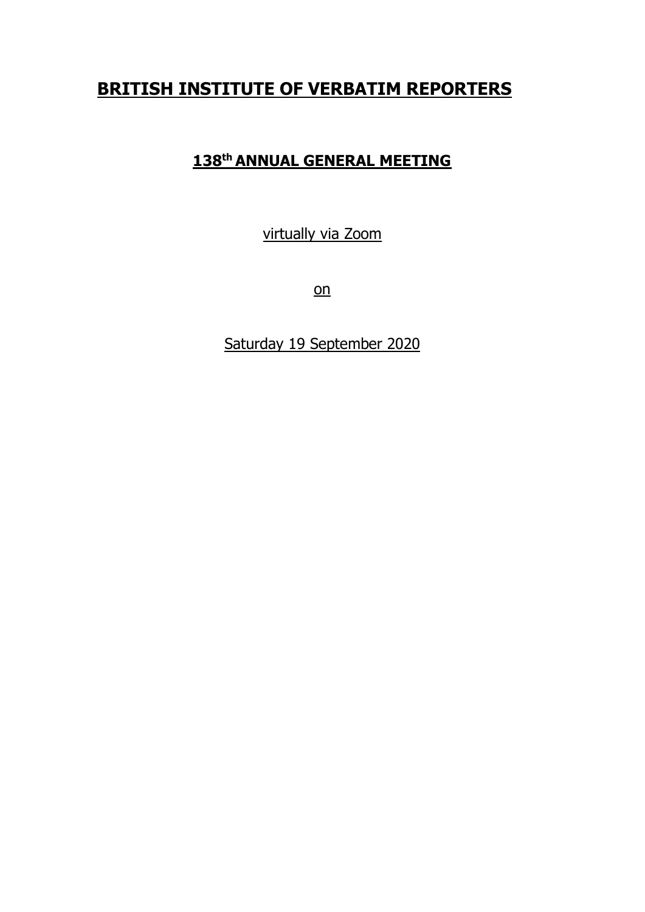# BRITISH INSTITUTE OF VERBATIM REPORTERS

## 138th ANNUAL GENERAL MEETING

virtually via Zoom

on

Saturday 19 September 2020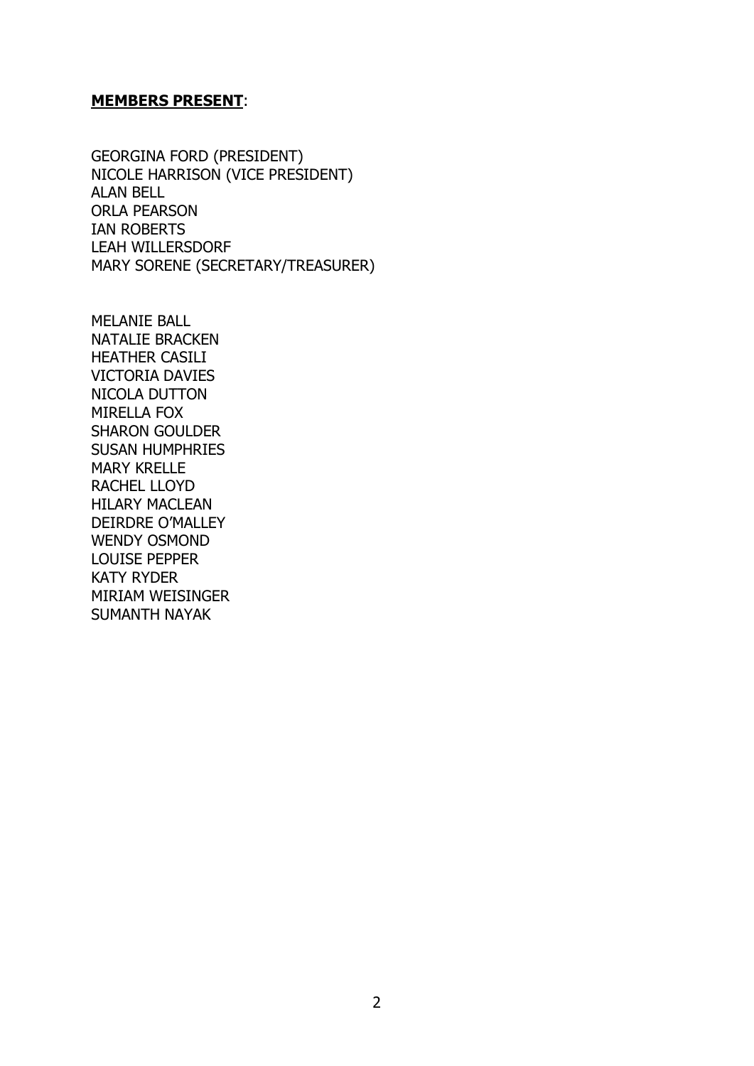**MEMBERS PRESENT**:

GEORGINA FORD (PRESIDENT)
NICOLE HARRISON (VICE PRESIDENT)
ALAN BELL
ORLA PEARSON
IAN ROBERTS
LEAH WILLERSDORF
MARY SORENE (SECRETARY/TREASURER)

MELANIE BALL
NATALIE BRACKEN
HEATHER CASILI
VICTORIA DAVIES
NICOLA DUTTON
MIRELLA FOX
SHARON GOULDER
SUSAN HUMPHRIES
MARY KRELLE
RACHEL LLOYD
HILARY MACLEAN
DEIRDRE O'MALLEY
WENDY OSMOND
LOUISE PEPPER
KATY RYDER
MIRIAM WEISINGER
SUMANTH NAYAK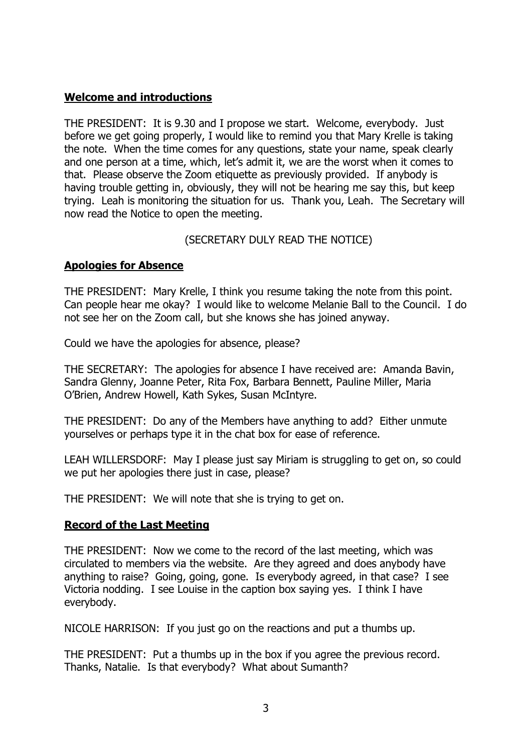## **Welcome and introductions**

THE PRESIDENT: It is 9.30 and I propose we start. Welcome, everybody. Just before we get going properly, I would like to remind you that Mary Krelle is taking the note. When the time comes for any questions, state your name, speak clearly and one person at a time, which, let's admit it, we are the worst when it comes to that. Please observe the Zoom etiquette as previously provided. If anybody is having trouble getting in, obviously, they will not be hearing me say this, but keep trying. Leah is monitoring the situation for us. Thank you, Leah. The Secretary will now read the Notice to open the meeting.

(SECRETARY DULY READ THE NOTICE)

## **Apologies for Absence**

THE PRESIDENT: Mary Krelle, I think you resume taking the note from this point. Can people hear me okay? I would like to welcome Melanie Ball to the Council. I do not see her on the Zoom call, but she knows she has joined anyway.

Could we have the apologies for absence, please?

THE SECRETARY: The apologies for absence I have received are: Amanda Bavin, Sandra Glenny, Joanne Peter, Rita Fox, Barbara Bennett, Pauline Miller, Maria O'Brien, Andrew Howell, Kath Sykes, Susan McIntyre.

THE PRESIDENT: Do any of the Members have anything to add? Either unmute yourselves or perhaps type it in the chat box for ease of reference.

LEAH WILLERSDORF: May I please just say Miriam is struggling to get on, so could we put her apologies there just in case, please?

THE PRESIDENT: We will note that she is trying to get on.

## **Record of the Last Meeting**

THE PRESIDENT: Now we come to the record of the last meeting, which was circulated to members via the website. Are they agreed and does anybody have anything to raise? Going, going, gone. Is everybody agreed, in that case? I see Victoria nodding. I see Louise in the caption box saying yes. I think I have everybody.

NICOLE HARRISON: If you just go on the reactions and put a thumbs up.

THE PRESIDENT: Put a thumbs up in the box if you agree the previous record. Thanks, Natalie. Is that everybody? What about Sumanth?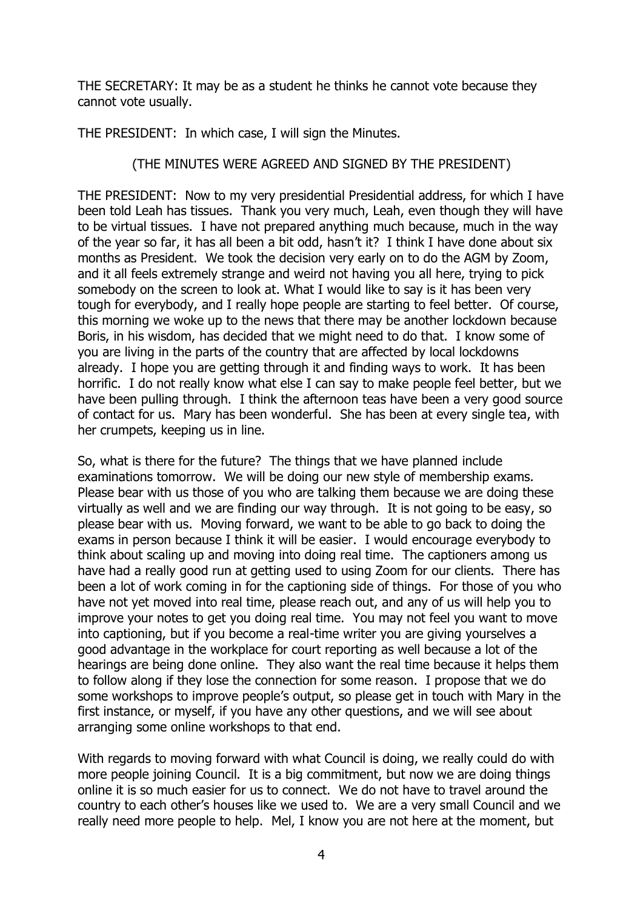THE SECRETARY: It may be as a student he thinks he cannot vote because they cannot vote usually.

THE PRESIDENT: In which case, I will sign the Minutes.

(THE MINUTES WERE AGREED AND SIGNED BY THE PRESIDENT)

THE PRESIDENT: Now to my very presidential Presidential address, for which I have been told Leah has tissues. Thank you very much, Leah, even though they will have to be virtual tissues. I have not prepared anything much because, much in the way of the year so far, it has all been a bit odd, hasn't it? I think I have done about six months as President. We took the decision very early on to do the AGM by Zoom, and it all feels extremely strange and weird not having you all here, trying to pick somebody on the screen to look at. What I would like to say is it has been very tough for everybody, and I really hope people are starting to feel better. Of course, this morning we woke up to the news that there may be another lockdown because Boris, in his wisdom, has decided that we might need to do that. I know some of you are living in the parts of the country that are affected by local lockdowns already. I hope you are getting through it and finding ways to work. It has been horrific. I do not really know what else I can say to make people feel better, but we have been pulling through. I think the afternoon teas have been a very good source of contact for us. Mary has been wonderful. She has been at every single tea, with her crumpets, keeping us in line.

So, what is there for the future? The things that we have planned include examinations tomorrow. We will be doing our new style of membership exams. Please bear with us those of you who are talking them because we are doing these virtually as well and we are finding our way through. It is not going to be easy, so please bear with us. Moving forward, we want to be able to go back to doing the exams in person because I think it will be easier. I would encourage everybody to think about scaling up and moving into doing real time. The captioners among us have had a really good run at getting used to using Zoom for our clients. There has been a lot of work coming in for the captioning side of things. For those of you who have not yet moved into real time, please reach out, and any of us will help you to improve your notes to get you doing real time. You may not feel you want to move into captioning, but if you become a real-time writer you are giving yourselves a good advantage in the workplace for court reporting as well because a lot of the hearings are being done online. They also want the real time because it helps them to follow along if they lose the connection for some reason. I propose that we do some workshops to improve people's output, so please get in touch with Mary in the first instance, or myself, if you have any other questions, and we will see about arranging some online workshops to that end.

With regards to moving forward with what Council is doing, we really could do with more people joining Council. It is a big commitment, but now we are doing things online it is so much easier for us to connect. We do not have to travel around the country to each other's houses like we used to. We are a very small Council and we really need more people to help. Mel, I know you are not here at the moment, but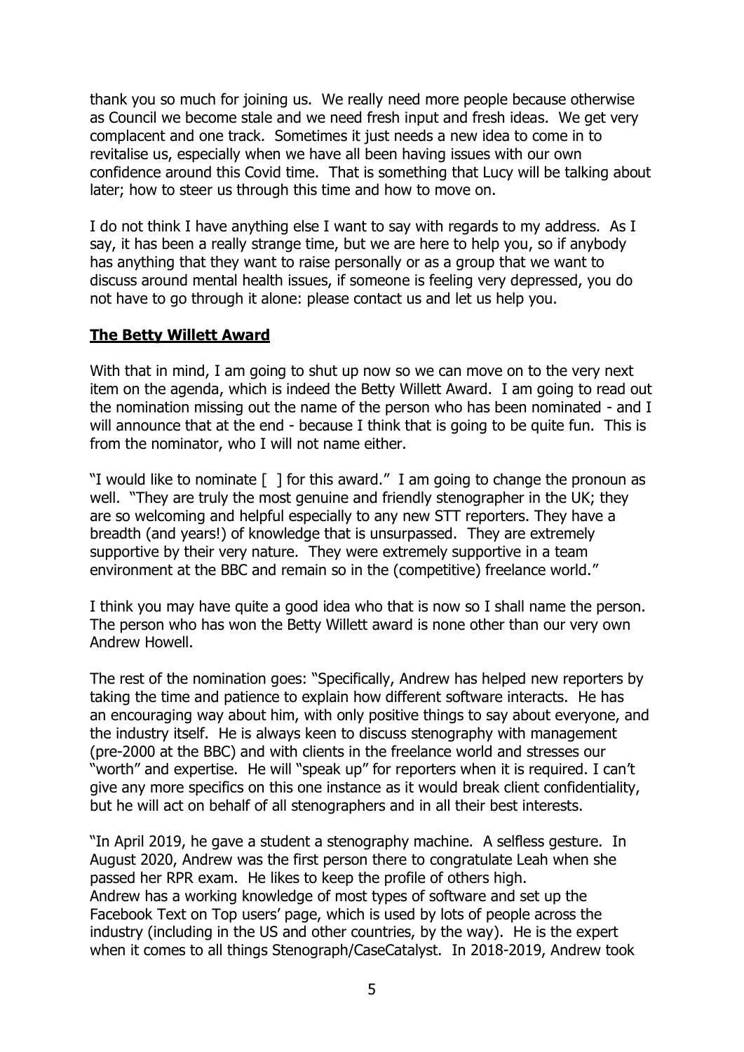thank you so much for joining us. We really need more people because otherwise as Council we become stale and we need fresh input and fresh ideas. We get very complacent and one track. Sometimes it just needs a new idea to come in to revitalise us, especially when we have all been having issues with our own confidence around this Covid time. That is something that Lucy will be talking about later; how to steer us through this time and how to move on.

I do not think I have anything else I want to say with regards to my address. As I say, it has been a really strange time, but we are here to help you, so if anybody has anything that they want to raise personally or as a group that we want to discuss around mental health issues, if someone is feeling very depressed, you do not have to go through it alone: please contact us and let us help you.

## **The Betty Willett Award**

With that in mind, I am going to shut up now so we can move on to the very next item on the agenda, which is indeed the Betty Willett Award. I am going to read out the nomination missing out the name of the person who has been nominated - and I will announce that at the end - because I think that is going to be quite fun. This is from the nominator, who I will not name either.

"I would like to nominate [ ] for this award." I am going to change the pronoun as well. "They are truly the most genuine and friendly stenographer in the UK; they are so welcoming and helpful especially to any new STT reporters. They have a breadth (and years!) of knowledge that is unsurpassed. They are extremely supportive by their very nature. They were extremely supportive in a team environment at the BBC and remain so in the (competitive) freelance world."

I think you may have quite a good idea who that is now so I shall name the person. The person who has won the Betty Willett award is none other than our very own Andrew Howell.

The rest of the nomination goes: "Specifically, Andrew has helped new reporters by taking the time and patience to explain how different software interacts. He has an encouraging way about him, with only positive things to say about everyone, and the industry itself. He is always keen to discuss stenography with management (pre-2000 at the BBC) and with clients in the freelance world and stresses our "worth" and expertise. He will "speak up" for reporters when it is required. I can't give any more specifics on this one instance as it would break client confidentiality, but he will act on behalf of all stenographers and in all their best interests.

"In April 2019, he gave a student a stenography machine. A selfless gesture. In August 2020, Andrew was the first person there to congratulate Leah when she passed her RPR exam. He likes to keep the profile of others high.
Andrew has a working knowledge of most types of software and set up the Facebook Text on Top users' page, which is used by lots of people across the industry (including in the US and other countries, by the way). He is the expert when it comes to all things Stenograph/CaseCatalyst. In 2018-2019, Andrew took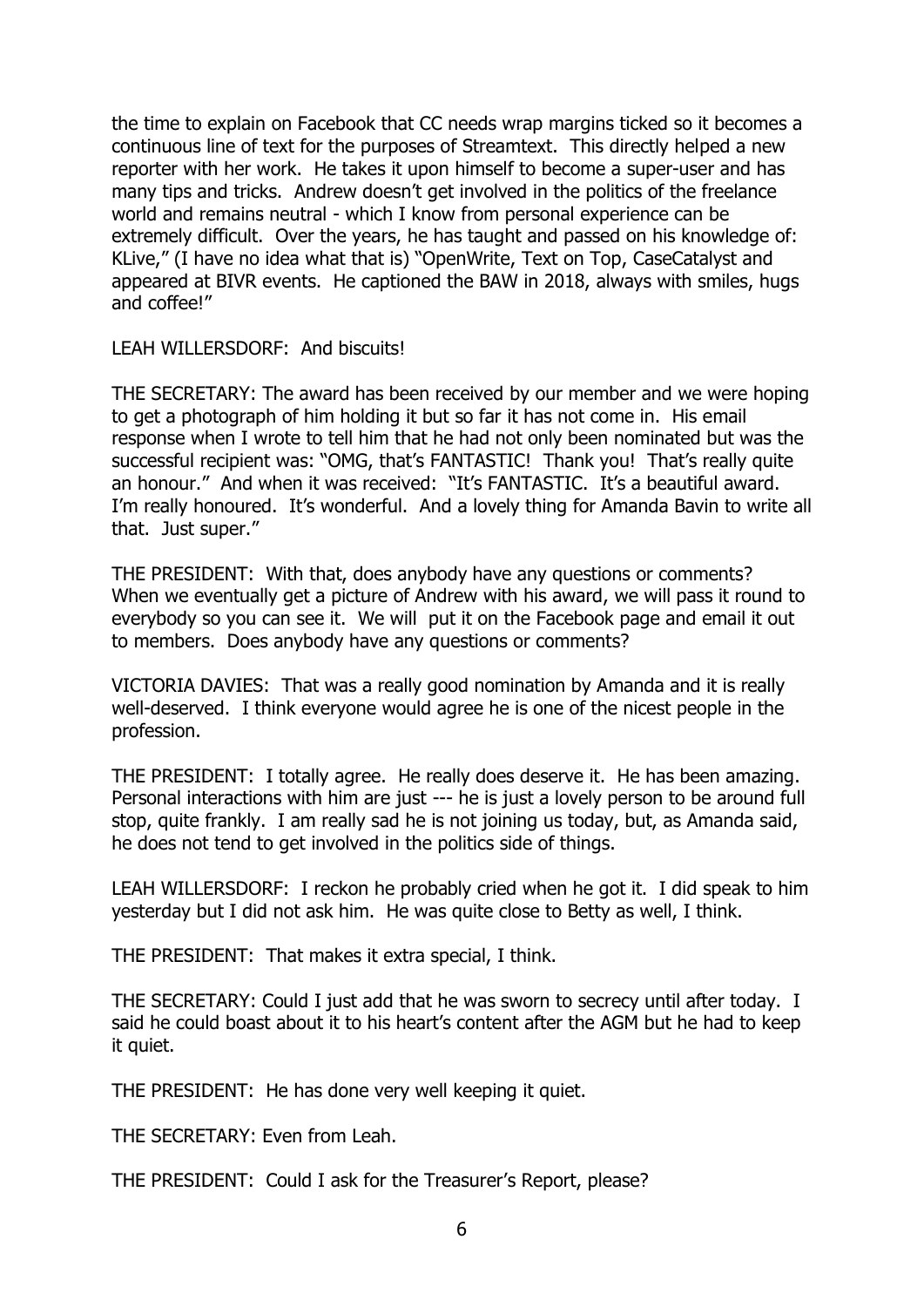the time to explain on Facebook that CC needs wrap margins ticked so it becomes a continuous line of text for the purposes of Streamtext. This directly helped a new reporter with her work. He takes it upon himself to become a super-user and has many tips and tricks. Andrew doesn't get involved in the politics of the freelance world and remains neutral - which I know from personal experience can be extremely difficult. Over the years, he has taught and passed on his knowledge of: KLive," (I have no idea what that is) "OpenWrite, Text on Top, CaseCatalyst and appeared at BIVR events. He captioned the BAW in 2018, always with smiles, hugs and coffee!"

LEAH WILLERSDORF: And biscuits!

THE SECRETARY: The award has been received by our member and we were hoping to get a photograph of him holding it but so far it has not come in. His email response when I wrote to tell him that he had not only been nominated but was the successful recipient was: "OMG, that's FANTASTIC! Thank you! That's really quite an honour." And when it was received: "It's FANTASTIC. It's a beautiful award. I'm really honoured. It's wonderful. And a lovely thing for Amanda Bavin to write all that. Just super."

THE PRESIDENT: With that, does anybody have any questions or comments? When we eventually get a picture of Andrew with his award, we will pass it round to everybody so you can see it. We will put it on the Facebook page and email it out to members. Does anybody have any questions or comments?

VICTORIA DAVIES: That was a really good nomination by Amanda and it is really well-deserved. I think everyone would agree he is one of the nicest people in the profession.

THE PRESIDENT: I totally agree. He really does deserve it. He has been amazing. Personal interactions with him are just --- he is just a lovely person to be around full stop, quite frankly. I am really sad he is not joining us today, but, as Amanda said, he does not tend to get involved in the politics side of things.

LEAH WILLERSDORF: I reckon he probably cried when he got it. I did speak to him yesterday but I did not ask him. He was quite close to Betty as well, I think.

THE PRESIDENT: That makes it extra special, I think.

THE SECRETARY: Could I just add that he was sworn to secrecy until after today. I said he could boast about it to his heart's content after the AGM but he had to keep it quiet.

THE PRESIDENT: He has done very well keeping it quiet.

THE SECRETARY: Even from Leah.

THE PRESIDENT: Could I ask for the Treasurer's Report, please?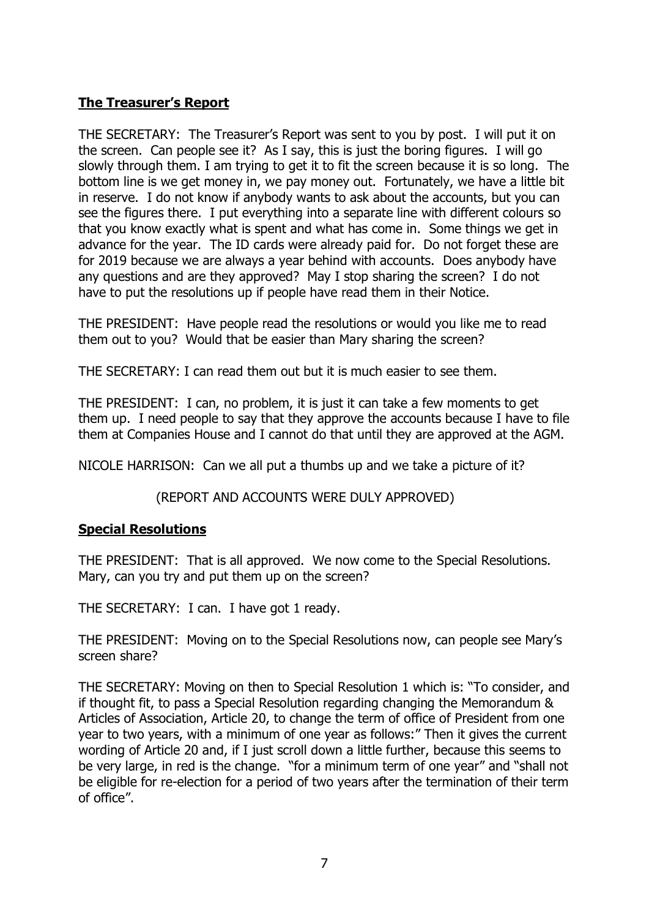## **The Treasurer's Report**

THE SECRETARY: The Treasurer's Report was sent to you by post. I will put it on the screen. Can people see it? As I say, this is just the boring figures. I will go slowly through them. I am trying to get it to fit the screen because it is so long. The bottom line is we get money in, we pay money out. Fortunately, we have a little bit in reserve. I do not know if anybody wants to ask about the accounts, but you can see the figures there. I put everything into a separate line with different colours so that you know exactly what is spent and what has come in. Some things we get in advance for the year. The ID cards were already paid for. Do not forget these are for 2019 because we are always a year behind with accounts. Does anybody have any questions and are they approved? May I stop sharing the screen? I do not have to put the resolutions up if people have read them in their Notice.

THE PRESIDENT: Have people read the resolutions or would you like me to read them out to you? Would that be easier than Mary sharing the screen?

THE SECRETARY: I can read them out but it is much easier to see them.

THE PRESIDENT: I can, no problem, it is just it can take a few moments to get them up. I need people to say that they approve the accounts because I have to file them at Companies House and I cannot do that until they are approved at the AGM.

NICOLE HARRISON: Can we all put a thumbs up and we take a picture of it?

(REPORT AND ACCOUNTS WERE DULY APPROVED)

## **Special Resolutions**

THE PRESIDENT: That is all approved. We now come to the Special Resolutions. Mary, can you try and put them up on the screen?

THE SECRETARY: I can. I have got 1 ready.

THE PRESIDENT: Moving on to the Special Resolutions now, can people see Mary's screen share?

THE SECRETARY: Moving on then to Special Resolution 1 which is: "To consider, and if thought fit, to pass a Special Resolution regarding changing the Memorandum & Articles of Association, Article 20, to change the term of office of President from one year to two years, with a minimum of one year as follows:" Then it gives the current wording of Article 20 and, if I just scroll down a little further, because this seems to be very large, in red is the change. "for a minimum term of one year" and "shall not be eligible for re-election for a period of two years after the termination of their term of office".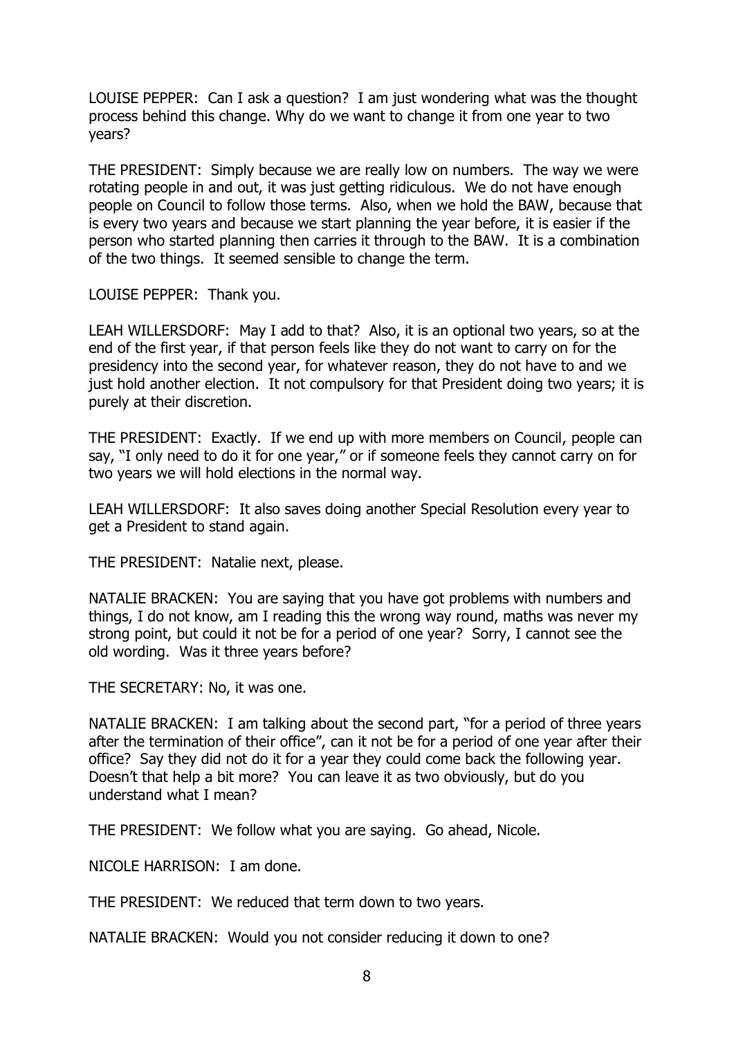LOUISE PEPPER: Can I ask a question? I am just wondering what was the thought process behind this change. Why do we want to change it from one year to two years?

THE PRESIDENT: Simply because we are really low on numbers. The way we were rotating people in and out, it was just getting ridiculous. We do not have enough people on Council to follow those terms. Also, when we hold the BAW, because that is every two years and because we start planning the year before, it is easier if the person who started planning then carries it through to the BAW. It is a combination of the two things. It seemed sensible to change the term.

LOUISE PEPPER: Thank you.

LEAH WILLERSDORF: May I add to that? Also, it is an optional two years, so at the end of the first year, if that person feels like they do not want to carry on for the presidency into the second year, for whatever reason, they do not have to and we just hold another election. It not compulsory for that President doing two years; it is purely at their discretion.

THE PRESIDENT: Exactly. If we end up with more members on Council, people can say, "I only need to do it for one year," or if someone feels they cannot carry on for two years we will hold elections in the normal way.

LEAH WILLERSDORF: It also saves doing another Special Resolution every year to get a President to stand again.

THE PRESIDENT: Natalie next, please.

NATALIE BRACKEN: You are saying that you have got problems with numbers and things, I do not know, am I reading this the wrong way round, maths was never my strong point, but could it not be for a period of one year? Sorry, I cannot see the old wording. Was it three years before?

THE SECRETARY: No, it was one.

NATALIE BRACKEN: I am talking about the second part, "for a period of three years after the termination of their office", can it not be for a period of one year after their office? Say they did not do it for a year they could come back the following year. Doesn't that help a bit more? You can leave it as two obviously, but do you understand what I mean?

THE PRESIDENT: We follow what you are saying. Go ahead, Nicole.

NICOLE HARRISON: I am done.

THE PRESIDENT: We reduced that term down to two years.

NATALIE BRACKEN: Would you not consider reducing it down to one?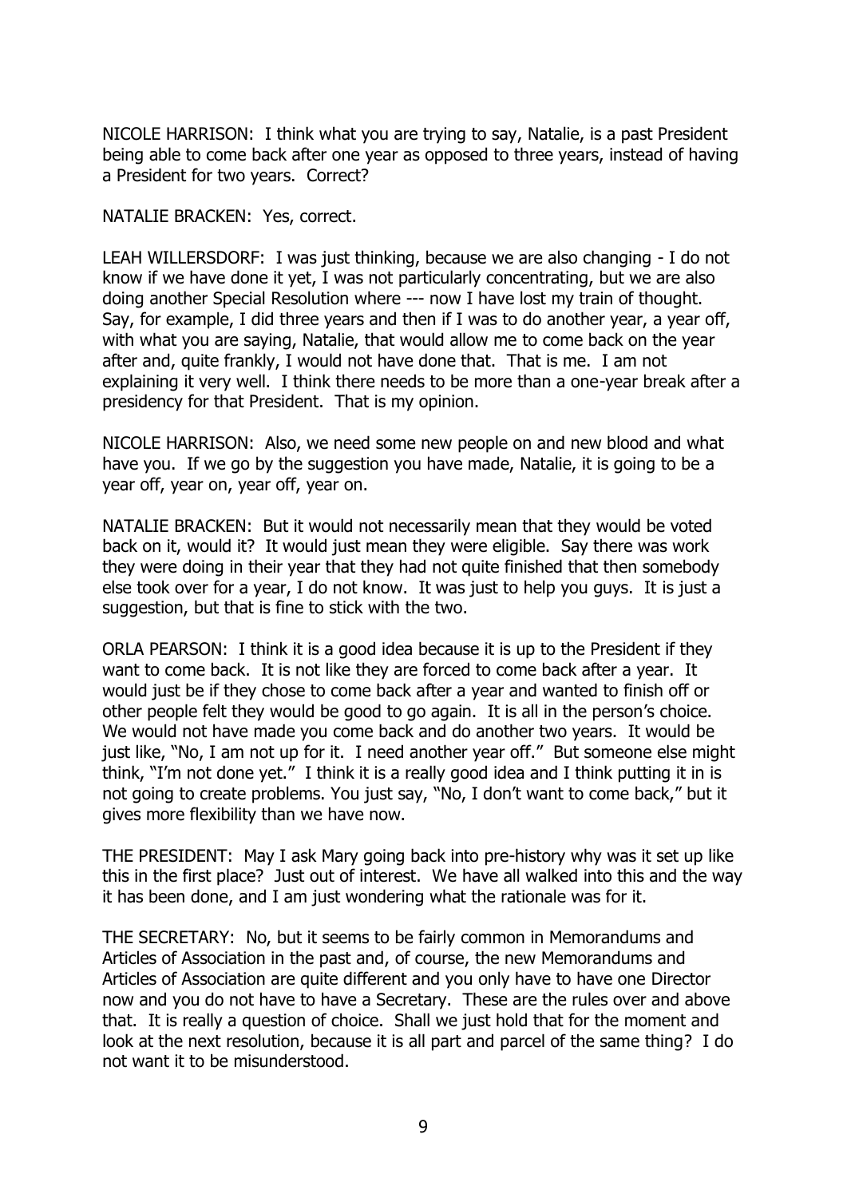NICOLE HARRISON: I think what you are trying to say, Natalie, is a past President being able to come back after one year as opposed to three years, instead of having a President for two years. Correct?

NATALIE BRACKEN: Yes, correct.

LEAH WILLERSDORF: I was just thinking, because we are also changing - I do not know if we have done it yet, I was not particularly concentrating, but we are also doing another Special Resolution where --- now I have lost my train of thought. Say, for example, I did three years and then if I was to do another year, a year off, with what you are saying, Natalie, that would allow me to come back on the year after and, quite frankly, I would not have done that. That is me. I am not explaining it very well. I think there needs to be more than a one-year break after a presidency for that President. That is my opinion.

NICOLE HARRISON: Also, we need some new people on and new blood and what have you. If we go by the suggestion you have made, Natalie, it is going to be a year off, year on, year off, year on.

NATALIE BRACKEN: But it would not necessarily mean that they would be voted back on it, would it? It would just mean they were eligible. Say there was work they were doing in their year that they had not quite finished that then somebody else took over for a year, I do not know. It was just to help you guys. It is just a suggestion, but that is fine to stick with the two.

ORLA PEARSON: I think it is a good idea because it is up to the President if they want to come back. It is not like they are forced to come back after a year. It would just be if they chose to come back after a year and wanted to finish off or other people felt they would be good to go again. It is all in the person's choice. We would not have made you come back and do another two years. It would be just like, "No, I am not up for it. I need another year off." But someone else might think, "I'm not done yet." I think it is a really good idea and I think putting it in is not going to create problems. You just say, "No, I don't want to come back," but it gives more flexibility than we have now.

THE PRESIDENT: May I ask Mary going back into pre-history why was it set up like this in the first place? Just out of interest. We have all walked into this and the way it has been done, and I am just wondering what the rationale was for it.

THE SECRETARY: No, but it seems to be fairly common in Memorandums and Articles of Association in the past and, of course, the new Memorandums and Articles of Association are quite different and you only have to have one Director now and you do not have to have a Secretary. These are the rules over and above that. It is really a question of choice. Shall we just hold that for the moment and look at the next resolution, because it is all part and parcel of the same thing? I do not want it to be misunderstood.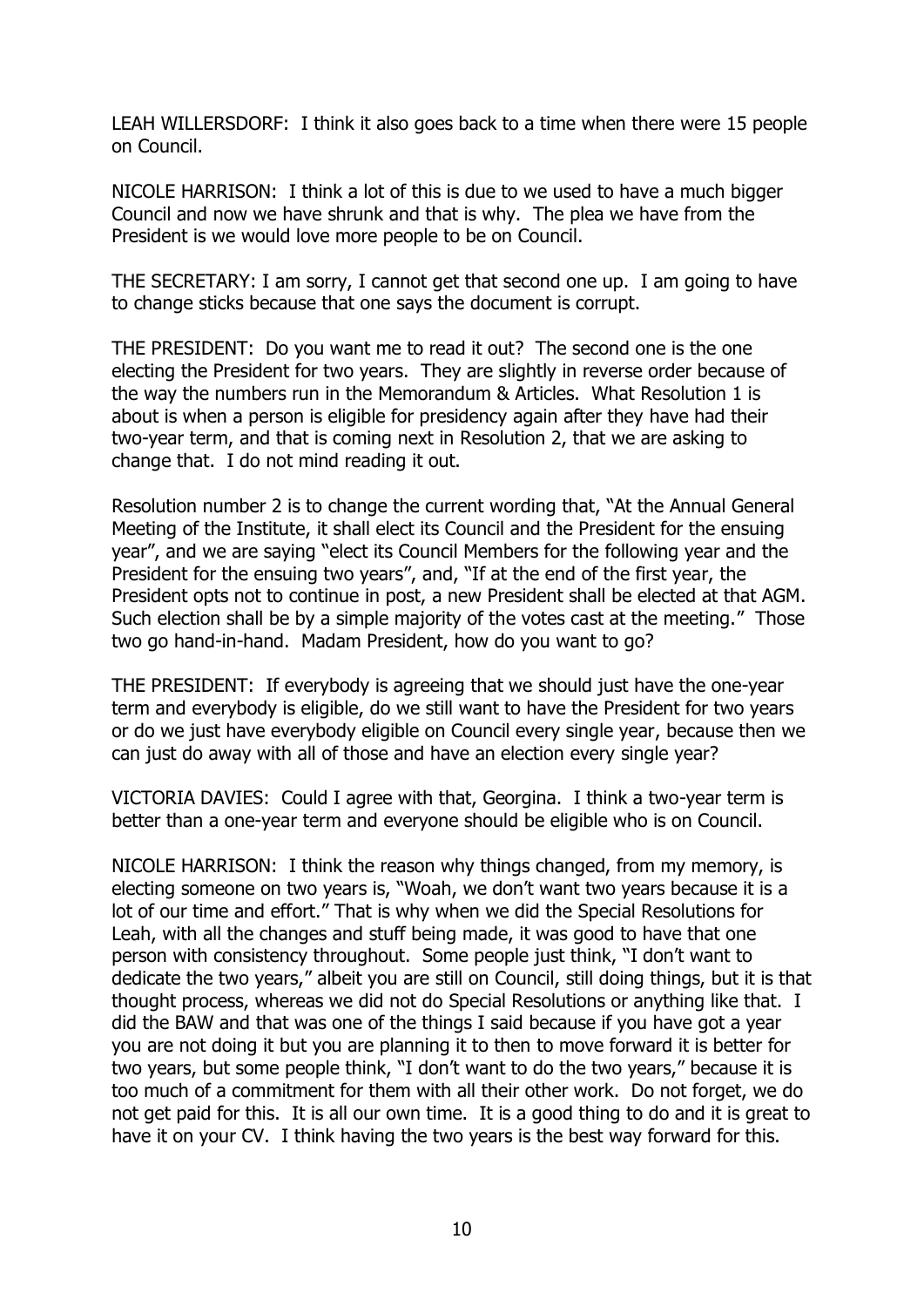LEAH WILLERSDORF: I think it also goes back to a time when there were 15 people on Council.

NICOLE HARRISON: I think a lot of this is due to we used to have a much bigger Council and now we have shrunk and that is why. The plea we have from the President is we would love more people to be on Council.

THE SECRETARY: I am sorry, I cannot get that second one up. I am going to have to change sticks because that one says the document is corrupt.

THE PRESIDENT: Do you want me to read it out? The second one is the one electing the President for two years. They are slightly in reverse order because of the way the numbers run in the Memorandum & Articles. What Resolution 1 is about is when a person is eligible for presidency again after they have had their two-year term, and that is coming next in Resolution 2, that we are asking to change that. I do not mind reading it out.

Resolution number 2 is to change the current wording that, "At the Annual General Meeting of the Institute, it shall elect its Council and the President for the ensuing year", and we are saying "elect its Council Members for the following year and the President for the ensuing two years", and, "If at the end of the first year, the President opts not to continue in post, a new President shall be elected at that AGM. Such election shall be by a simple majority of the votes cast at the meeting." Those two go hand-in-hand. Madam President, how do you want to go?

THE PRESIDENT: If everybody is agreeing that we should just have the one-year term and everybody is eligible, do we still want to have the President for two years or do we just have everybody eligible on Council every single year, because then we can just do away with all of those and have an election every single year?

VICTORIA DAVIES: Could I agree with that, Georgina. I think a two-year term is better than a one-year term and everyone should be eligible who is on Council.

NICOLE HARRISON: I think the reason why things changed, from my memory, is electing someone on two years is, "Woah, we don't want two years because it is a lot of our time and effort." That is why when we did the Special Resolutions for Leah, with all the changes and stuff being made, it was good to have that one person with consistency throughout. Some people just think, "I don't want to dedicate the two years," albeit you are still on Council, still doing things, but it is that thought process, whereas we did not do Special Resolutions or anything like that. I did the BAW and that was one of the things I said because if you have got a year you are not doing it but you are planning it to then to move forward it is better for two years, but some people think, "I don't want to do the two years," because it is too much of a commitment for them with all their other work. Do not forget, we do not get paid for this. It is all our own time. It is a good thing to do and it is great to have it on your CV. I think having the two years is the best way forward for this.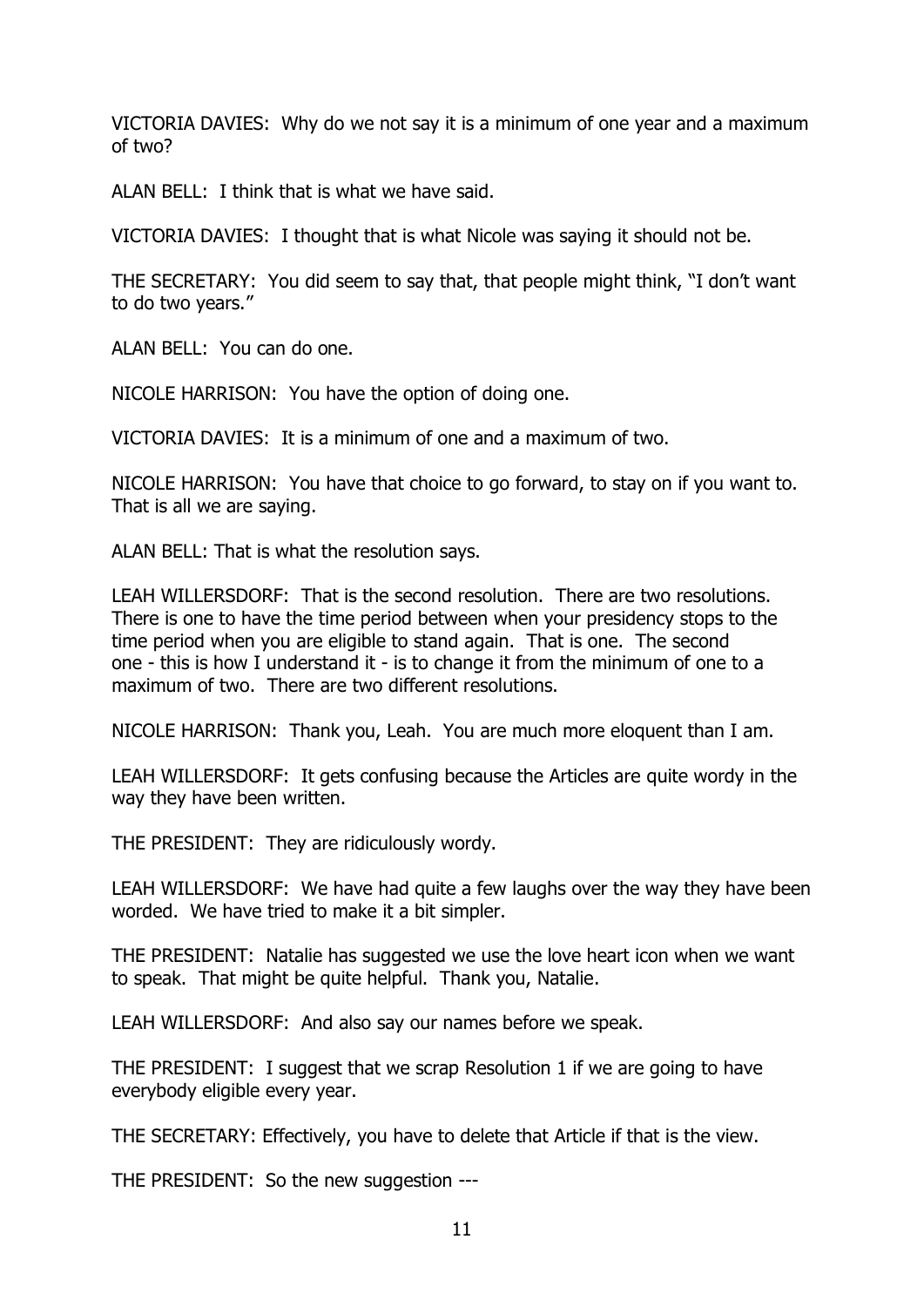VICTORIA DAVIES: Why do we not say it is a minimum of one year and a maximum of two?

ALAN BELL: I think that is what we have said.

VICTORIA DAVIES: I thought that is what Nicole was saying it should not be.

THE SECRETARY: You did seem to say that, that people might think, "I don't want to do two years."

ALAN BELL: You can do one.

NICOLE HARRISON: You have the option of doing one.

VICTORIA DAVIES: It is a minimum of one and a maximum of two.

NICOLE HARRISON: You have that choice to go forward, to stay on if you want to. That is all we are saying.

ALAN BELL: That is what the resolution says.

LEAH WILLERSDORF: That is the second resolution. There are two resolutions. There is one to have the time period between when your presidency stops to the time period when you are eligible to stand again. That is one. The second one - this is how I understand it - is to change it from the minimum of one to a maximum of two. There are two different resolutions.

NICOLE HARRISON: Thank you, Leah. You are much more eloquent than I am.

LEAH WILLERSDORF: It gets confusing because the Articles are quite wordy in the way they have been written.

THE PRESIDENT: They are ridiculously wordy.

LEAH WILLERSDORF: We have had quite a few laughs over the way they have been worded. We have tried to make it a bit simpler.

THE PRESIDENT: Natalie has suggested we use the love heart icon when we want to speak. That might be quite helpful. Thank you, Natalie.

LEAH WILLERSDORF: And also say our names before we speak.

THE PRESIDENT: I suggest that we scrap Resolution 1 if we are going to have everybody eligible every year.

THE SECRETARY: Effectively, you have to delete that Article if that is the view.

THE PRESIDENT: So the new suggestion ---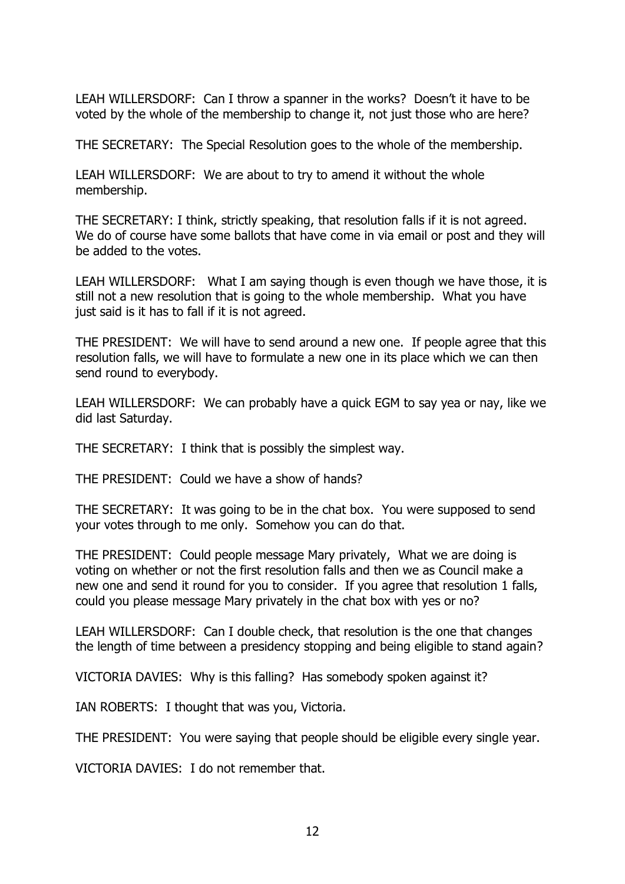LEAH WILLERSDORF: Can I throw a spanner in the works? Doesn't it have to be voted by the whole of the membership to change it, not just those who are here?

THE SECRETARY: The Special Resolution goes to the whole of the membership.

LEAH WILLERSDORF: We are about to try to amend it without the whole membership.

THE SECRETARY: I think, strictly speaking, that resolution falls if it is not agreed. We do of course have some ballots that have come in via email or post and they will be added to the votes.

LEAH WILLERSDORF: What I am saying though is even though we have those, it is still not a new resolution that is going to the whole membership. What you have just said is it has to fall if it is not agreed.

THE PRESIDENT: We will have to send around a new one. If people agree that this resolution falls, we will have to formulate a new one in its place which we can then send round to everybody.

LEAH WILLERSDORF: We can probably have a quick EGM to say yea or nay, like we did last Saturday.

THE SECRETARY: I think that is possibly the simplest way.

THE PRESIDENT: Could we have a show of hands?

THE SECRETARY: It was going to be in the chat box. You were supposed to send your votes through to me only. Somehow you can do that.

THE PRESIDENT: Could people message Mary privately, What we are doing is voting on whether or not the first resolution falls and then we as Council make a new one and send it round for you to consider. If you agree that resolution 1 falls, could you please message Mary privately in the chat box with yes or no?

LEAH WILLERSDORF: Can I double check, that resolution is the one that changes the length of time between a presidency stopping and being eligible to stand again?

VICTORIA DAVIES: Why is this falling? Has somebody spoken against it?

IAN ROBERTS: I thought that was you, Victoria.

THE PRESIDENT: You were saying that people should be eligible every single year.

VICTORIA DAVIES: I do not remember that.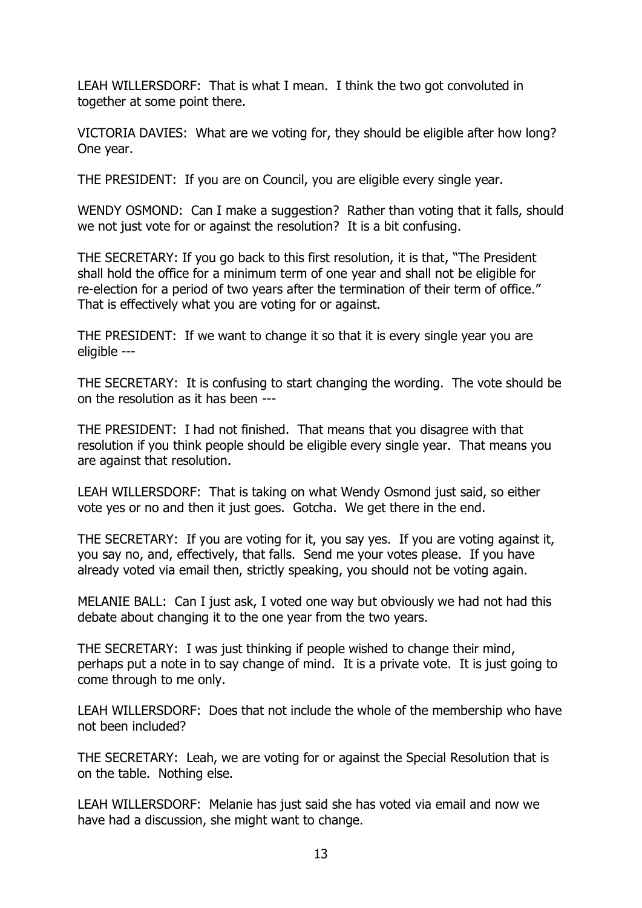LEAH WILLERSDORF: That is what I mean. I think the two got convoluted in together at some point there.

VICTORIA DAVIES: What are we voting for, they should be eligible after how long? One year.

THE PRESIDENT: If you are on Council, you are eligible every single year.

WENDY OSMOND: Can I make a suggestion? Rather than voting that it falls, should we not just vote for or against the resolution? It is a bit confusing.

THE SECRETARY: If you go back to this first resolution, it is that, "The President shall hold the office for a minimum term of one year and shall not be eligible for re-election for a period of two years after the termination of their term of office." That is effectively what you are voting for or against.

THE PRESIDENT: If we want to change it so that it is every single year you are eligible ---

THE SECRETARY: It is confusing to start changing the wording. The vote should be on the resolution as it has been ---

THE PRESIDENT: I had not finished. That means that you disagree with that resolution if you think people should be eligible every single year. That means you are against that resolution.

LEAH WILLERSDORF: That is taking on what Wendy Osmond just said, so either vote yes or no and then it just goes. Gotcha. We get there in the end.

THE SECRETARY: If you are voting for it, you say yes. If you are voting against it, you say no, and, effectively, that falls. Send me your votes please. If you have already voted via email then, strictly speaking, you should not be voting again.

MELANIE BALL: Can I just ask, I voted one way but obviously we had not had this debate about changing it to the one year from the two years.

THE SECRETARY: I was just thinking if people wished to change their mind, perhaps put a note in to say change of mind. It is a private vote. It is just going to come through to me only.

LEAH WILLERSDORF: Does that not include the whole of the membership who have not been included?

THE SECRETARY: Leah, we are voting for or against the Special Resolution that is on the table. Nothing else.

LEAH WILLERSDORF: Melanie has just said she has voted via email and now we have had a discussion, she might want to change.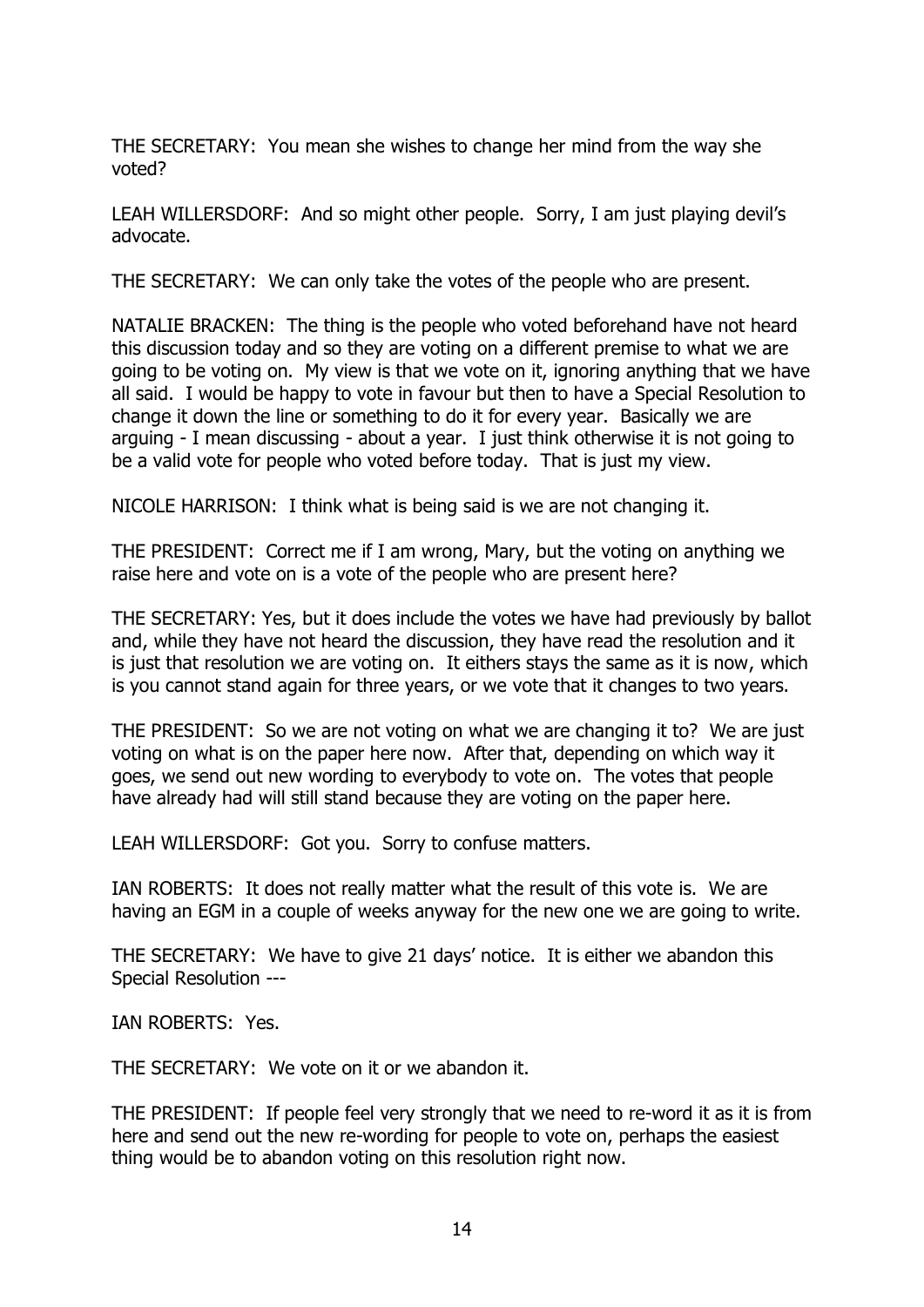THE SECRETARY: You mean she wishes to change her mind from the way she voted?

LEAH WILLERSDORF: And so might other people. Sorry, I am just playing devil's advocate.

THE SECRETARY: We can only take the votes of the people who are present.

NATALIE BRACKEN: The thing is the people who voted beforehand have not heard this discussion today and so they are voting on a different premise to what we are going to be voting on. My view is that we vote on it, ignoring anything that we have all said. I would be happy to vote in favour but then to have a Special Resolution to change it down the line or something to do it for every year. Basically we are arguing - I mean discussing - about a year. I just think otherwise it is not going to be a valid vote for people who voted before today. That is just my view.

NICOLE HARRISON: I think what is being said is we are not changing it.

THE PRESIDENT: Correct me if I am wrong, Mary, but the voting on anything we raise here and vote on is a vote of the people who are present here?

THE SECRETARY: Yes, but it does include the votes we have had previously by ballot and, while they have not heard the discussion, they have read the resolution and it is just that resolution we are voting on. It eithers stays the same as it is now, which is you cannot stand again for three years, or we vote that it changes to two years.

THE PRESIDENT: So we are not voting on what we are changing it to? We are just voting on what is on the paper here now. After that, depending on which way it goes, we send out new wording to everybody to vote on. The votes that people have already had will still stand because they are voting on the paper here.

LEAH WILLERSDORF: Got you. Sorry to confuse matters.

IAN ROBERTS: It does not really matter what the result of this vote is. We are having an EGM in a couple of weeks anyway for the new one we are going to write.

THE SECRETARY: We have to give 21 days' notice. It is either we abandon this Special Resolution ---

IAN ROBERTS: Yes.

THE SECRETARY: We vote on it or we abandon it.

THE PRESIDENT: If people feel very strongly that we need to re-word it as it is from here and send out the new re-wording for people to vote on, perhaps the easiest thing would be to abandon voting on this resolution right now.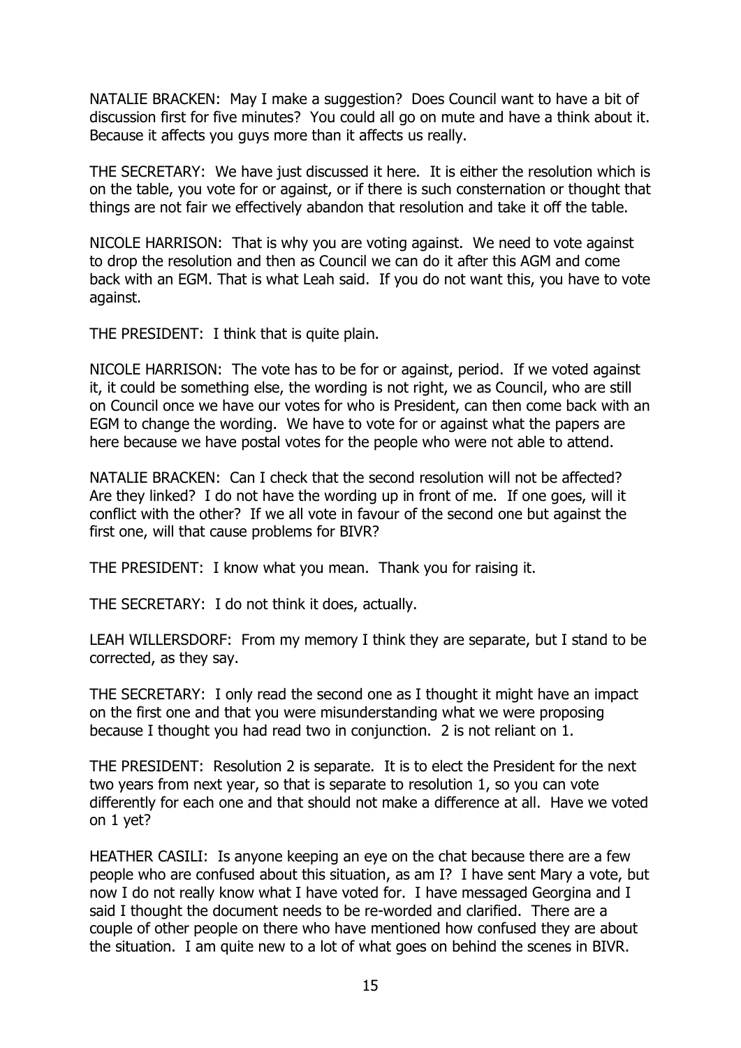NATALIE BRACKEN: May I make a suggestion? Does Council want to have a bit of discussion first for five minutes? You could all go on mute and have a think about it. Because it affects you guys more than it affects us really.

THE SECRETARY: We have just discussed it here. It is either the resolution which is on the table, you vote for or against, or if there is such consternation or thought that things are not fair we effectively abandon that resolution and take it off the table.

NICOLE HARRISON: That is why you are voting against. We need to vote against to drop the resolution and then as Council we can do it after this AGM and come back with an EGM. That is what Leah said. If you do not want this, you have to vote against.

THE PRESIDENT: I think that is quite plain.

NICOLE HARRISON: The vote has to be for or against, period. If we voted against it, it could be something else, the wording is not right, we as Council, who are still on Council once we have our votes for who is President, can then come back with an EGM to change the wording. We have to vote for or against what the papers are here because we have postal votes for the people who were not able to attend.

NATALIE BRACKEN: Can I check that the second resolution will not be affected? Are they linked? I do not have the wording up in front of me. If one goes, will it conflict with the other? If we all vote in favour of the second one but against the first one, will that cause problems for BIVR?

THE PRESIDENT: I know what you mean. Thank you for raising it.

THE SECRETARY: I do not think it does, actually.

LEAH WILLERSDORF: From my memory I think they are separate, but I stand to be corrected, as they say.

THE SECRETARY: I only read the second one as I thought it might have an impact on the first one and that you were misunderstanding what we were proposing because I thought you had read two in conjunction. 2 is not reliant on 1.

THE PRESIDENT: Resolution 2 is separate. It is to elect the President for the next two years from next year, so that is separate to resolution 1, so you can vote differently for each one and that should not make a difference at all. Have we voted on 1 yet?

HEATHER CASILI: Is anyone keeping an eye on the chat because there are a few people who are confused about this situation, as am I? I have sent Mary a vote, but now I do not really know what I have voted for. I have messaged Georgina and I said I thought the document needs to be re-worded and clarified. There are a couple of other people on there who have mentioned how confused they are about the situation. I am quite new to a lot of what goes on behind the scenes in BIVR.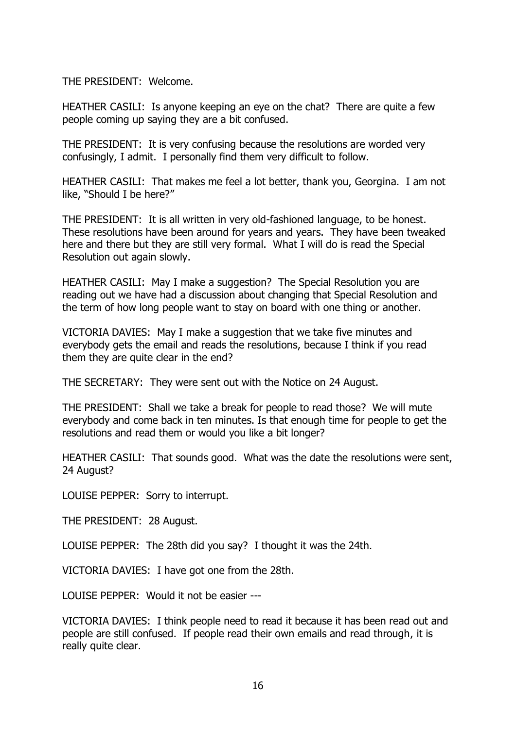THE PRESIDENT: Welcome.

HEATHER CASILI: Is anyone keeping an eye on the chat? There are quite a few people coming up saying they are a bit confused.

THE PRESIDENT: It is very confusing because the resolutions are worded very confusingly, I admit. I personally find them very difficult to follow.

HEATHER CASILI: That makes me feel a lot better, thank you, Georgina. I am not like, "Should I be here?"

THE PRESIDENT: It is all written in very old-fashioned language, to be honest. These resolutions have been around for years and years. They have been tweaked here and there but they are still very formal. What I will do is read the Special Resolution out again slowly.

HEATHER CASILI: May I make a suggestion? The Special Resolution you are reading out we have had a discussion about changing that Special Resolution and the term of how long people want to stay on board with one thing or another.

VICTORIA DAVIES: May I make a suggestion that we take five minutes and everybody gets the email and reads the resolutions, because I think if you read them they are quite clear in the end?

THE SECRETARY: They were sent out with the Notice on 24 August.

THE PRESIDENT: Shall we take a break for people to read those? We will mute everybody and come back in ten minutes. Is that enough time for people to get the resolutions and read them or would you like a bit longer?

HEATHER CASILI: That sounds good. What was the date the resolutions were sent, 24 August?

LOUISE PEPPER: Sorry to interrupt.

THE PRESIDENT: 28 August.

LOUISE PEPPER: The 28th did you say? I thought it was the 24th.

VICTORIA DAVIES: I have got one from the 28th.

LOUISE PEPPER: Would it not be easier ---

VICTORIA DAVIES: I think people need to read it because it has been read out and people are still confused. If people read their own emails and read through, it is really quite clear.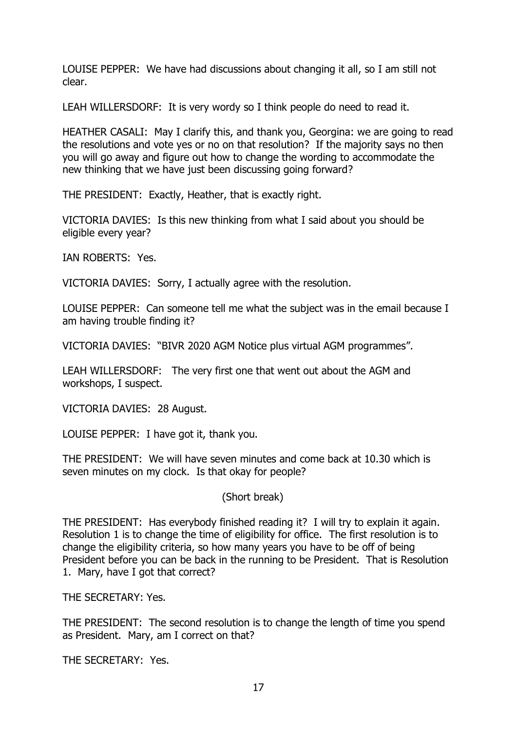LOUISE PEPPER: We have had discussions about changing it all, so I am still not clear.

LEAH WILLERSDORF: It is very wordy so I think people do need to read it.

HEATHER CASALI: May I clarify this, and thank you, Georgina: we are going to read the resolutions and vote yes or no on that resolution? If the majority says no then you will go away and figure out how to change the wording to accommodate the new thinking that we have just been discussing going forward?

THE PRESIDENT: Exactly, Heather, that is exactly right.

VICTORIA DAVIES: Is this new thinking from what I said about you should be eligible every year?

IAN ROBERTS: Yes.

VICTORIA DAVIES: Sorry, I actually agree with the resolution.

LOUISE PEPPER: Can someone tell me what the subject was in the email because I am having trouble finding it?

VICTORIA DAVIES: "BIVR 2020 AGM Notice plus virtual AGM programmes".

LEAH WILLERSDORF: The very first one that went out about the AGM and workshops, I suspect.

VICTORIA DAVIES: 28 August.

LOUISE PEPPER: I have got it, thank you.

THE PRESIDENT: We will have seven minutes and come back at 10.30 which is seven minutes on my clock. Is that okay for people?

(Short break)

THE PRESIDENT: Has everybody finished reading it? I will try to explain it again. Resolution 1 is to change the time of eligibility for office. The first resolution is to change the eligibility criteria, so how many years you have to be off of being President before you can be back in the running to be President. That is Resolution 1. Mary, have I got that correct?

THE SECRETARY: Yes.

THE PRESIDENT: The second resolution is to change the length of time you spend as President. Mary, am I correct on that?

THE SECRETARY: Yes.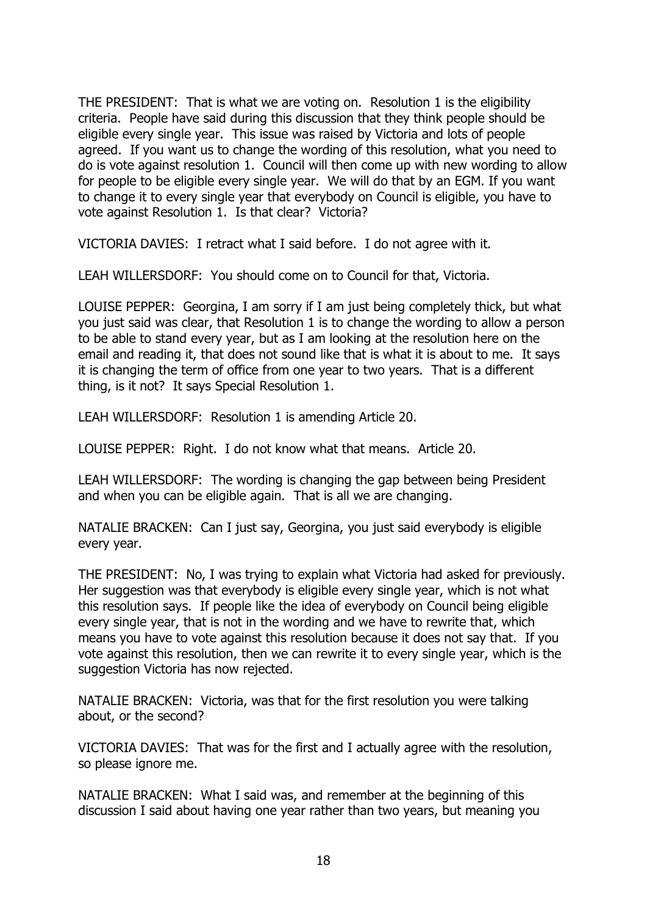THE PRESIDENT: That is what we are voting on. Resolution 1 is the eligibility criteria. People have said during this discussion that they think people should be eligible every single year. This issue was raised by Victoria and lots of people agreed. If you want us to change the wording of this resolution, what you need to do is vote against resolution 1. Council will then come up with new wording to allow for people to be eligible every single year. We will do that by an EGM. If you want to change it to every single year that everybody on Council is eligible, you have to vote against Resolution 1. Is that clear? Victoria?

VICTORIA DAVIES: I retract what I said before. I do not agree with it.

LEAH WILLERSDORF: You should come on to Council for that, Victoria.

LOUISE PEPPER: Georgina, I am sorry if I am just being completely thick, but what you just said was clear, that Resolution 1 is to change the wording to allow a person to be able to stand every year, but as I am looking at the resolution here on the email and reading it, that does not sound like that is what it is about to me. It says it is changing the term of office from one year to two years. That is a different thing, is it not? It says Special Resolution 1.

LEAH WILLERSDORF: Resolution 1 is amending Article 20.

LOUISE PEPPER: Right. I do not know what that means. Article 20.

LEAH WILLERSDORF: The wording is changing the gap between being President and when you can be eligible again. That is all we are changing.

NATALIE BRACKEN: Can I just say, Georgina, you just said everybody is eligible every year.

THE PRESIDENT: No, I was trying to explain what Victoria had asked for previously. Her suggestion was that everybody is eligible every single year, which is not what this resolution says. If people like the idea of everybody on Council being eligible every single year, that is not in the wording and we have to rewrite that, which means you have to vote against this resolution because it does not say that. If you vote against this resolution, then we can rewrite it to every single year, which is the suggestion Victoria has now rejected.

NATALIE BRACKEN: Victoria, was that for the first resolution you were talking about, or the second?

VICTORIA DAVIES: That was for the first and I actually agree with the resolution, so please ignore me.

NATALIE BRACKEN: What I said was, and remember at the beginning of this discussion I said about having one year rather than two years, but meaning you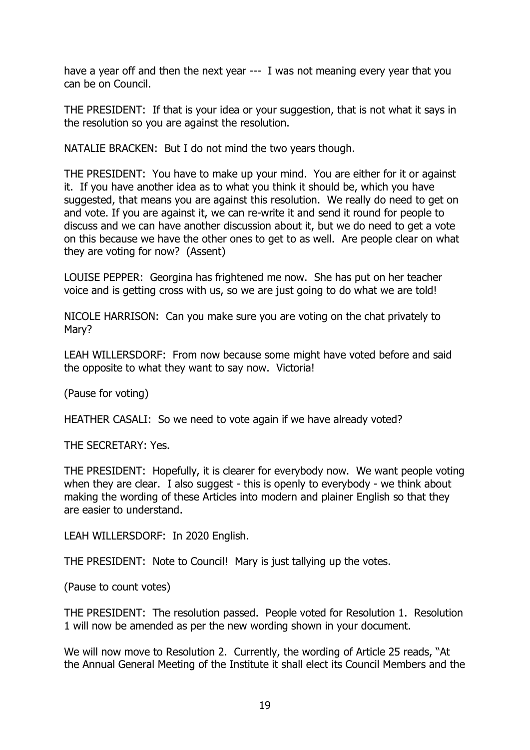have a year off and then the next year --- I was not meaning every year that you can be on Council.

THE PRESIDENT: If that is your idea or your suggestion, that is not what it says in the resolution so you are against the resolution.

NATALIE BRACKEN: But I do not mind the two years though.

THE PRESIDENT: You have to make up your mind. You are either for it or against it. If you have another idea as to what you think it should be, which you have suggested, that means you are against this resolution. We really do need to get on and vote. If you are against it, we can re-write it and send it round for people to discuss and we can have another discussion about it, but we do need to get a vote on this because we have the other ones to get to as well. Are people clear on what they are voting for now? (Assent)

LOUISE PEPPER: Georgina has frightened me now. She has put on her teacher voice and is getting cross with us, so we are just going to do what we are told!

NICOLE HARRISON: Can you make sure you are voting on the chat privately to Mary?

LEAH WILLERSDORF: From now because some might have voted before and said the opposite to what they want to say now. Victoria!

(Pause for voting)

HEATHER CASALI: So we need to vote again if we have already voted?

THE SECRETARY: Yes.

THE PRESIDENT: Hopefully, it is clearer for everybody now. We want people voting when they are clear. I also suggest - this is openly to everybody - we think about making the wording of these Articles into modern and plainer English so that they are easier to understand.

LEAH WILLERSDORF: In 2020 English.

THE PRESIDENT: Note to Council! Mary is just tallying up the votes.

(Pause to count votes)

THE PRESIDENT: The resolution passed. People voted for Resolution 1. Resolution 1 will now be amended as per the new wording shown in your document.

We will now move to Resolution 2. Currently, the wording of Article 25 reads, "At the Annual General Meeting of the Institute it shall elect its Council Members and the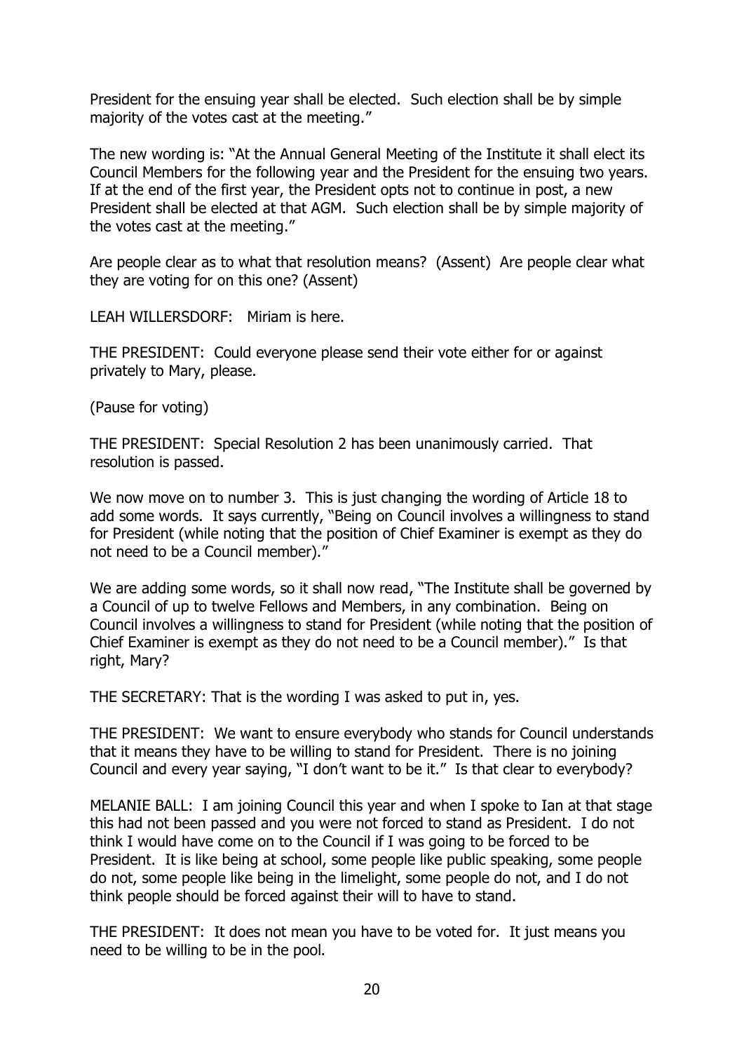President for the ensuing year shall be elected. Such election shall be by simple majority of the votes cast at the meeting."

The new wording is: "At the Annual General Meeting of the Institute it shall elect its Council Members for the following year and the President for the ensuing two years. If at the end of the first year, the President opts not to continue in post, a new President shall be elected at that AGM. Such election shall be by simple majority of the votes cast at the meeting."

Are people clear as to what that resolution means? (Assent) Are people clear what they are voting for on this one? (Assent)

LEAH WILLERSDORF: Miriam is here.

THE PRESIDENT: Could everyone please send their vote either for or against privately to Mary, please.

(Pause for voting)

THE PRESIDENT: Special Resolution 2 has been unanimously carried. That resolution is passed.

We now move on to number 3. This is just changing the wording of Article 18 to add some words. It says currently, "Being on Council involves a willingness to stand for President (while noting that the position of Chief Examiner is exempt as they do not need to be a Council member)."

We are adding some words, so it shall now read, "The Institute shall be governed by a Council of up to twelve Fellows and Members, in any combination. Being on Council involves a willingness to stand for President (while noting that the position of Chief Examiner is exempt as they do not need to be a Council member)." Is that right, Mary?

THE SECRETARY: That is the wording I was asked to put in, yes.

THE PRESIDENT: We want to ensure everybody who stands for Council understands that it means they have to be willing to stand for President. There is no joining Council and every year saying, "I don't want to be it." Is that clear to everybody?

MELANIE BALL: I am joining Council this year and when I spoke to Ian at that stage this had not been passed and you were not forced to stand as President. I do not think I would have come on to the Council if I was going to be forced to be President. It is like being at school, some people like public speaking, some people do not, some people like being in the limelight, some people do not, and I do not think people should be forced against their will to have to stand.

THE PRESIDENT: It does not mean you have to be voted for. It just means you need to be willing to be in the pool.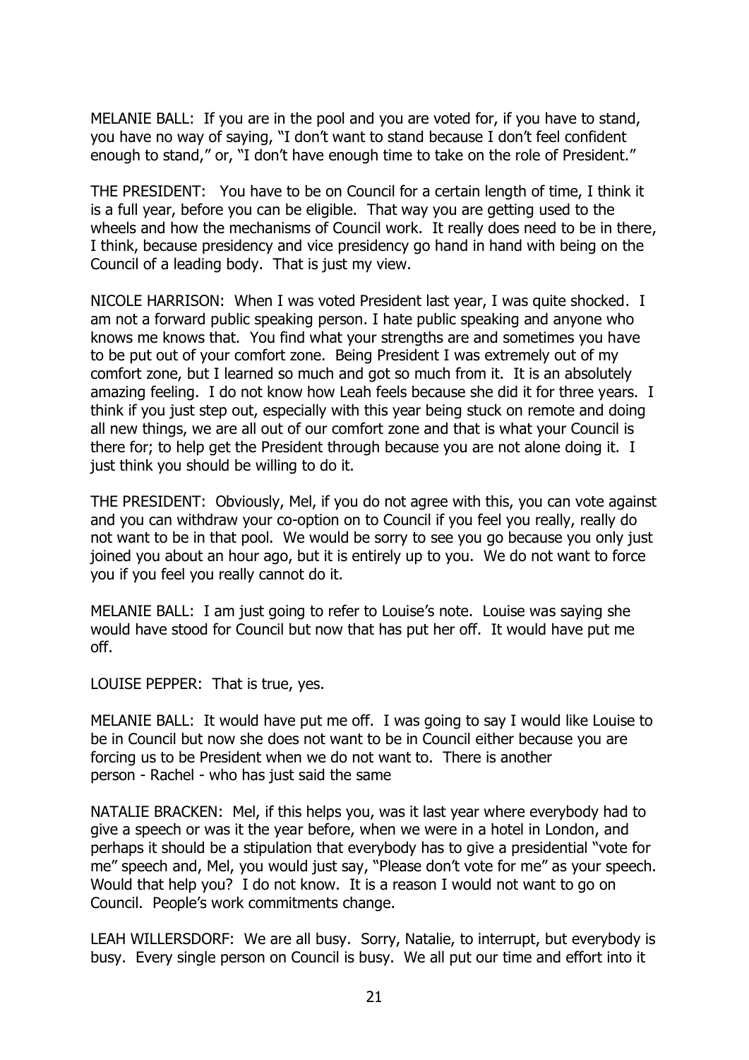MELANIE BALL: If you are in the pool and you are voted for, if you have to stand, you have no way of saying, "I don't want to stand because I don't feel confident enough to stand," or, "I don't have enough time to take on the role of President."

THE PRESIDENT: You have to be on Council for a certain length of time, I think it is a full year, before you can be eligible. That way you are getting used to the wheels and how the mechanisms of Council work. It really does need to be in there, I think, because presidency and vice presidency go hand in hand with being on the Council of a leading body. That is just my view.

NICOLE HARRISON: When I was voted President last year, I was quite shocked. I am not a forward public speaking person. I hate public speaking and anyone who knows me knows that. You find what your strengths are and sometimes you have to be put out of your comfort zone. Being President I was extremely out of my comfort zone, but I learned so much and got so much from it. It is an absolutely amazing feeling. I do not know how Leah feels because she did it for three years. I think if you just step out, especially with this year being stuck on remote and doing all new things, we are all out of our comfort zone and that is what your Council is there for; to help get the President through because you are not alone doing it. I just think you should be willing to do it.

THE PRESIDENT: Obviously, Mel, if you do not agree with this, you can vote against and you can withdraw your co-option on to Council if you feel you really, really do not want to be in that pool. We would be sorry to see you go because you only just joined you about an hour ago, but it is entirely up to you. We do not want to force you if you feel you really cannot do it.

MELANIE BALL: I am just going to refer to Louise's note. Louise was saying she would have stood for Council but now that has put her off. It would have put me off.

LOUISE PEPPER: That is true, yes.

MELANIE BALL: It would have put me off. I was going to say I would like Louise to be in Council but now she does not want to be in Council either because you are forcing us to be President when we do not want to. There is another person - Rachel - who has just said the same

NATALIE BRACKEN: Mel, if this helps you, was it last year where everybody had to give a speech or was it the year before, when we were in a hotel in London, and perhaps it should be a stipulation that everybody has to give a presidential "vote for me" speech and, Mel, you would just say, "Please don't vote for me" as your speech. Would that help you? I do not know. It is a reason I would not want to go on Council. People's work commitments change.

LEAH WILLERSDORF: We are all busy. Sorry, Natalie, to interrupt, but everybody is busy. Every single person on Council is busy. We all put our time and effort into it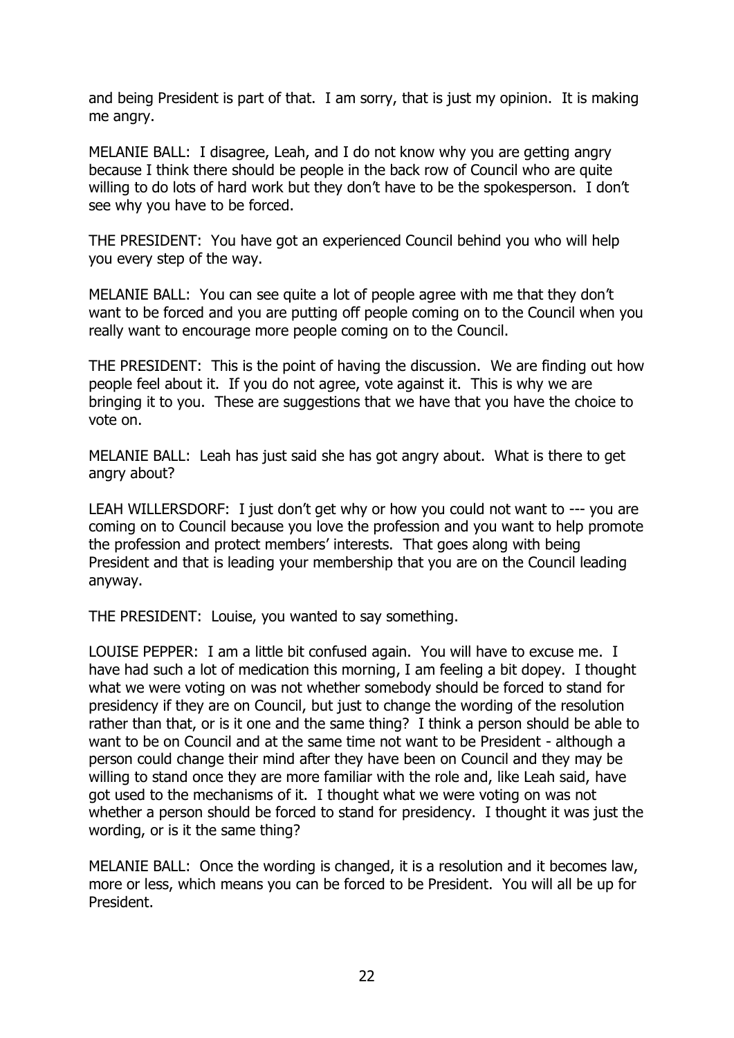and being President is part of that. I am sorry, that is just my opinion. It is making me angry.

MELANIE BALL: I disagree, Leah, and I do not know why you are getting angry because I think there should be people in the back row of Council who are quite willing to do lots of hard work but they don't have to be the spokesperson. I don't see why you have to be forced.

THE PRESIDENT: You have got an experienced Council behind you who will help you every step of the way.

MELANIE BALL: You can see quite a lot of people agree with me that they don't want to be forced and you are putting off people coming on to the Council when you really want to encourage more people coming on to the Council.

THE PRESIDENT: This is the point of having the discussion. We are finding out how people feel about it. If you do not agree, vote against it. This is why we are bringing it to you. These are suggestions that we have that you have the choice to vote on.

MELANIE BALL: Leah has just said she has got angry about. What is there to get angry about?

LEAH WILLERSDORF: I just don't get why or how you could not want to --- you are coming on to Council because you love the profession and you want to help promote the profession and protect members' interests. That goes along with being President and that is leading your membership that you are on the Council leading anyway.

THE PRESIDENT: Louise, you wanted to say something.

LOUISE PEPPER: I am a little bit confused again. You will have to excuse me. I have had such a lot of medication this morning, I am feeling a bit dopey. I thought what we were voting on was not whether somebody should be forced to stand for presidency if they are on Council, but just to change the wording of the resolution rather than that, or is it one and the same thing? I think a person should be able to want to be on Council and at the same time not want to be President - although a person could change their mind after they have been on Council and they may be willing to stand once they are more familiar with the role and, like Leah said, have got used to the mechanisms of it. I thought what we were voting on was not whether a person should be forced to stand for presidency. I thought it was just the wording, or is it the same thing?

MELANIE BALL: Once the wording is changed, it is a resolution and it becomes law, more or less, which means you can be forced to be President. You will all be up for President.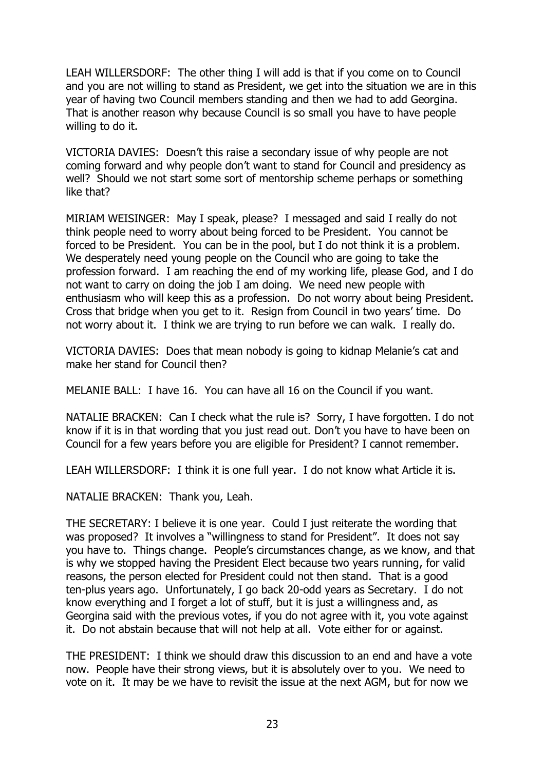LEAH WILLERSDORF: The other thing I will add is that if you come on to Council and you are not willing to stand as President, we get into the situation we are in this year of having two Council members standing and then we had to add Georgina. That is another reason why because Council is so small you have to have people willing to do it.

VICTORIA DAVIES: Doesn't this raise a secondary issue of why people are not coming forward and why people don't want to stand for Council and presidency as well? Should we not start some sort of mentorship scheme perhaps or something like that?

MIRIAM WEISINGER: May I speak, please? I messaged and said I really do not think people need to worry about being forced to be President. You cannot be forced to be President. You can be in the pool, but I do not think it is a problem. We desperately need young people on the Council who are going to take the profession forward. I am reaching the end of my working life, please God, and I do not want to carry on doing the job I am doing. We need new people with enthusiasm who will keep this as a profession. Do not worry about being President. Cross that bridge when you get to it. Resign from Council in two years' time. Do not worry about it. I think we are trying to run before we can walk. I really do.

VICTORIA DAVIES: Does that mean nobody is going to kidnap Melanie's cat and make her stand for Council then?

MELANIE BALL: I have 16. You can have all 16 on the Council if you want.

NATALIE BRACKEN: Can I check what the rule is? Sorry, I have forgotten. I do not know if it is in that wording that you just read out. Don't you have to have been on Council for a few years before you are eligible for President? I cannot remember.

LEAH WILLERSDORF: I think it is one full year. I do not know what Article it is.

NATALIE BRACKEN: Thank you, Leah.

THE SECRETARY: I believe it is one year. Could I just reiterate the wording that was proposed? It involves a "willingness to stand for President". It does not say you have to. Things change. People's circumstances change, as we know, and that is why we stopped having the President Elect because two years running, for valid reasons, the person elected for President could not then stand. That is a good ten-plus years ago. Unfortunately, I go back 20-odd years as Secretary. I do not know everything and I forget a lot of stuff, but it is just a willingness and, as Georgina said with the previous votes, if you do not agree with it, you vote against it. Do not abstain because that will not help at all. Vote either for or against.

THE PRESIDENT: I think we should draw this discussion to an end and have a vote now. People have their strong views, but it is absolutely over to you. We need to vote on it. It may be we have to revisit the issue at the next AGM, but for now we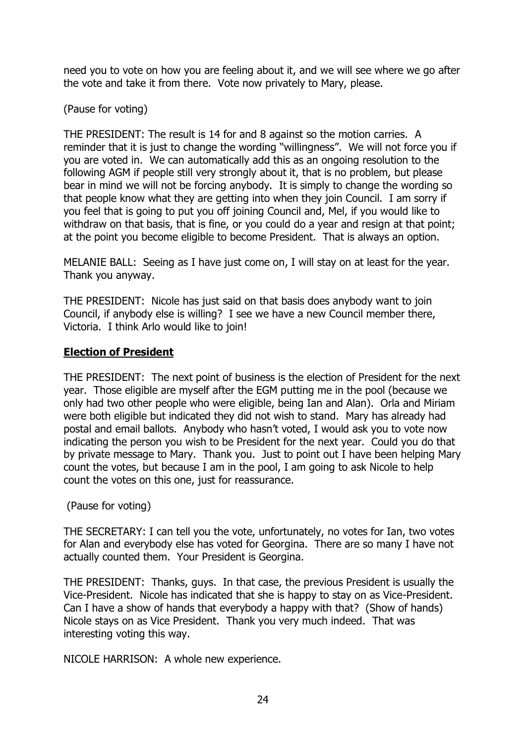need you to vote on how you are feeling about it, and we will see where we go after the vote and take it from there. Vote now privately to Mary, please.

(Pause for voting)

THE PRESIDENT: The result is 14 for and 8 against so the motion carries. A reminder that it is just to change the wording "willingness". We will not force you if you are voted in. We can automatically add this as an ongoing resolution to the following AGM if people still very strongly about it, that is no problem, but please bear in mind we will not be forcing anybody. It is simply to change the wording so that people know what they are getting into when they join Council. I am sorry if you feel that is going to put you off joining Council and, Mel, if you would like to withdraw on that basis, that is fine, or you could do a year and resign at that point; at the point you become eligible to become President. That is always an option.

MELANIE BALL: Seeing as I have just come on, I will stay on at least for the year. Thank you anyway.

THE PRESIDENT: Nicole has just said on that basis does anybody want to join Council, if anybody else is willing? I see we have a new Council member there, Victoria. I think Arlo would like to join!

## **Election of President**

THE PRESIDENT: The next point of business is the election of President for the next year. Those eligible are myself after the EGM putting me in the pool (because we only had two other people who were eligible, being Ian and Alan). Orla and Miriam were both eligible but indicated they did not wish to stand. Mary has already had postal and email ballots. Anybody who hasn't voted, I would ask you to vote now indicating the person you wish to be President for the next year. Could you do that by private message to Mary. Thank you. Just to point out I have been helping Mary count the votes, but because I am in the pool, I am going to ask Nicole to help count the votes on this one, just for reassurance.

(Pause for voting)

THE SECRETARY: I can tell you the vote, unfortunately, no votes for Ian, two votes for Alan and everybody else has voted for Georgina. There are so many I have not actually counted them. Your President is Georgina.

THE PRESIDENT: Thanks, guys. In that case, the previous President is usually the Vice-President. Nicole has indicated that she is happy to stay on as Vice-President. Can I have a show of hands that everybody a happy with that? (Show of hands) Nicole stays on as Vice President. Thank you very much indeed. That was interesting voting this way.

NICOLE HARRISON: A whole new experience.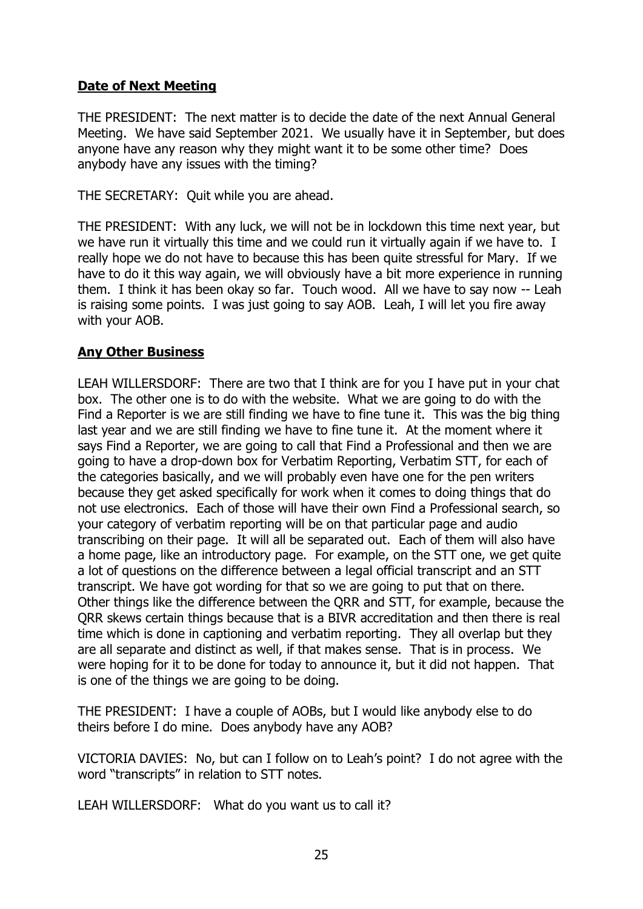## **Date of Next Meeting**

THE PRESIDENT: The next matter is to decide the date of the next Annual General Meeting. We have said September 2021. We usually have it in September, but does anyone have any reason why they might want it to be some other time? Does anybody have any issues with the timing?

THE SECRETARY: Quit while you are ahead.

THE PRESIDENT: With any luck, we will not be in lockdown this time next year, but we have run it virtually this time and we could run it virtually again if we have to. I really hope we do not have to because this has been quite stressful for Mary. If we have to do it this way again, we will obviously have a bit more experience in running them. I think it has been okay so far. Touch wood. All we have to say now -- Leah is raising some points. I was just going to say AOB. Leah, I will let you fire away with your AOB.

## **Any Other Business**

LEAH WILLERSDORF: There are two that I think are for you I have put in your chat box. The other one is to do with the website. What we are going to do with the Find a Reporter is we are still finding we have to fine tune it. This was the big thing last year and we are still finding we have to fine tune it. At the moment where it says Find a Reporter, we are going to call that Find a Professional and then we are going to have a drop-down box for Verbatim Reporting, Verbatim STT, for each of the categories basically, and we will probably even have one for the pen writers because they get asked specifically for work when it comes to doing things that do not use electronics. Each of those will have their own Find a Professional search, so your category of verbatim reporting will be on that particular page and audio transcribing on their page. It will all be separated out. Each of them will also have a home page, like an introductory page. For example, on the STT one, we get quite a lot of questions on the difference between a legal official transcript and an STT transcript. We have got wording for that so we are going to put that on there. Other things like the difference between the QRR and STT, for example, because the QRR skews certain things because that is a BIVR accreditation and then there is real time which is done in captioning and verbatim reporting. They all overlap but they are all separate and distinct as well, if that makes sense. That is in process. We were hoping for it to be done for today to announce it, but it did not happen. That is one of the things we are going to be doing.

THE PRESIDENT: I have a couple of AOBs, but I would like anybody else to do theirs before I do mine. Does anybody have any AOB?

VICTORIA DAVIES: No, but can I follow on to Leah's point? I do not agree with the word "transcripts" in relation to STT notes.

LEAH WILLERSDORF: What do you want us to call it?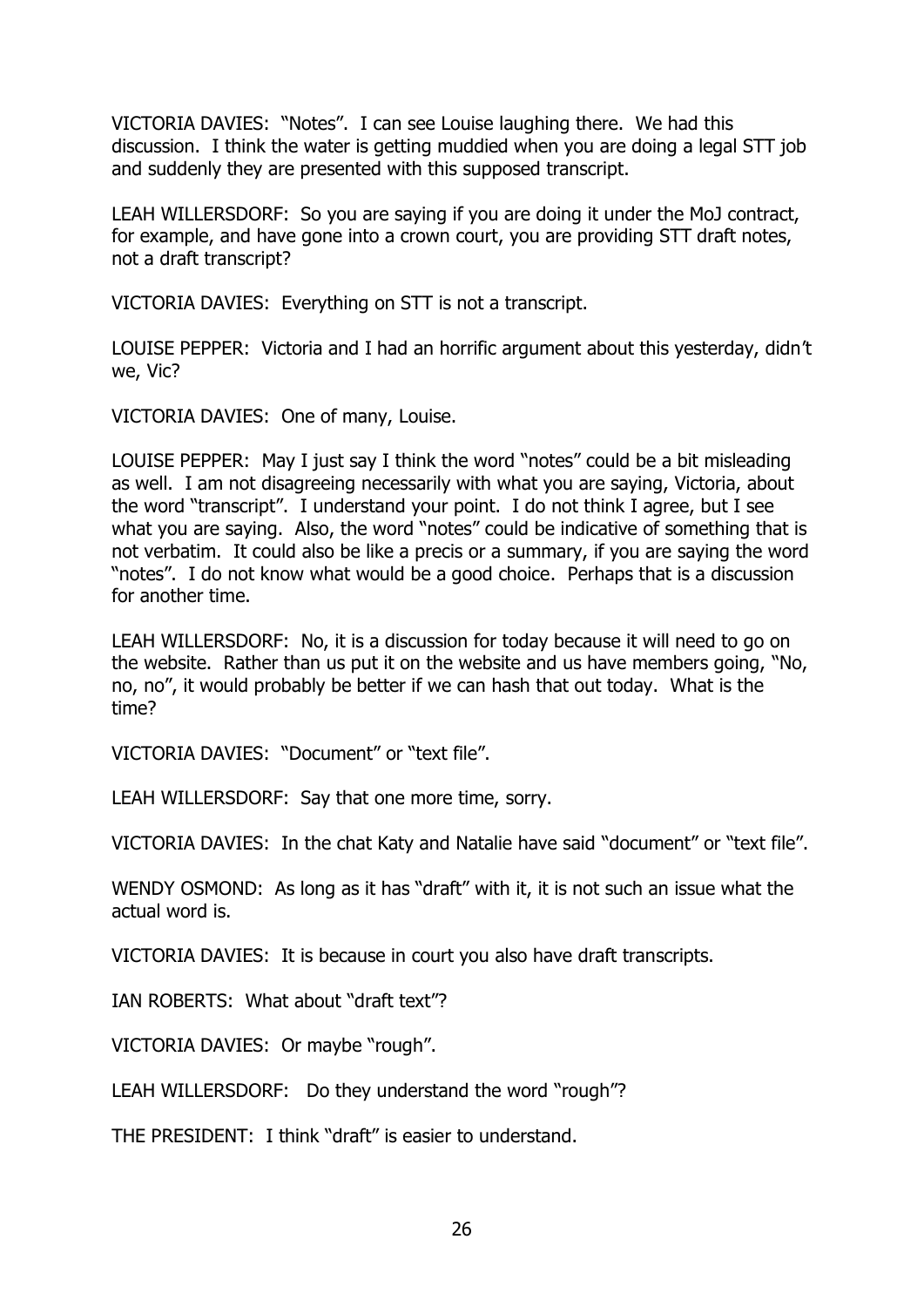VICTORIA DAVIES: "Notes". I can see Louise laughing there. We had this discussion. I think the water is getting muddied when you are doing a legal STT job and suddenly they are presented with this supposed transcript.

LEAH WILLERSDORF: So you are saying if you are doing it under the MoJ contract, for example, and have gone into a crown court, you are providing STT draft notes, not a draft transcript?

VICTORIA DAVIES: Everything on STT is not a transcript.

LOUISE PEPPER: Victoria and I had an horrific argument about this yesterday, didn't we, Vic?

VICTORIA DAVIES: One of many, Louise.

LOUISE PEPPER: May I just say I think the word "notes" could be a bit misleading as well. I am not disagreeing necessarily with what you are saying, Victoria, about the word "transcript". I understand your point. I do not think I agree, but I see what you are saying. Also, the word "notes" could be indicative of something that is not verbatim. It could also be like a precis or a summary, if you are saying the word "notes". I do not know what would be a good choice. Perhaps that is a discussion for another time.

LEAH WILLERSDORF: No, it is a discussion for today because it will need to go on the website. Rather than us put it on the website and us have members going, "No, no, no", it would probably be better if we can hash that out today. What is the time?

VICTORIA DAVIES: "Document" or "text file".

LEAH WILLERSDORF: Say that one more time, sorry.

VICTORIA DAVIES: In the chat Katy and Natalie have said "document" or "text file".

WENDY OSMOND: As long as it has "draft" with it, it is not such an issue what the actual word is.

VICTORIA DAVIES: It is because in court you also have draft transcripts.

IAN ROBERTS: What about "draft text"?

VICTORIA DAVIES: Or maybe "rough".

LEAH WILLERSDORF: Do they understand the word "rough"?

THE PRESIDENT: I think "draft" is easier to understand.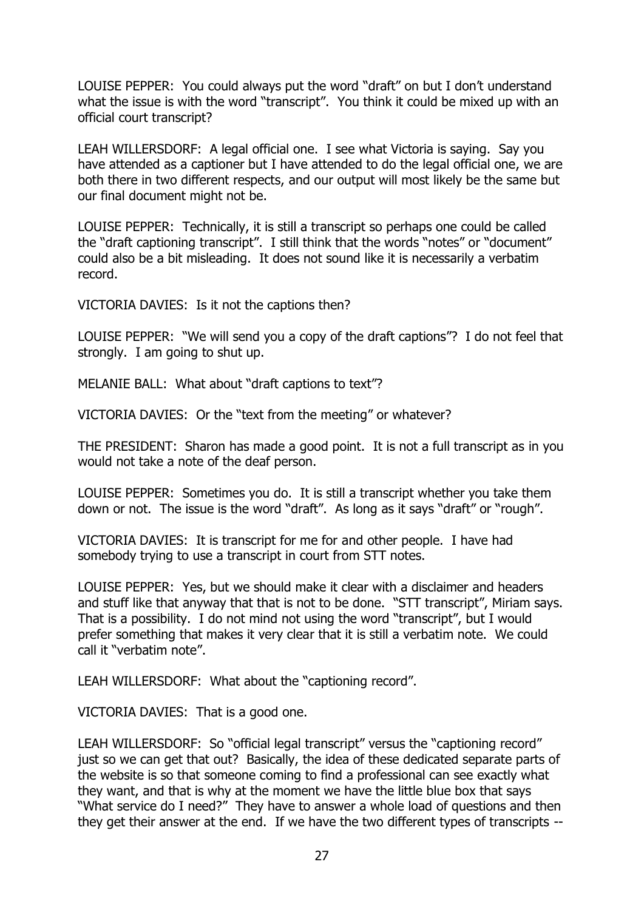LOUISE PEPPER: You could always put the word “draft” on but I don’t understand what the issue is with the word “transcript”. You think it could be mixed up with an official court transcript?

LEAH WILLERSDORF: A legal official one. I see what Victoria is saying. Say you have attended as a captioner but I have attended to do the legal official one, we are both there in two different respects, and our output will most likely be the same but our final document might not be.

LOUISE PEPPER: Technically, it is still a transcript so perhaps one could be called the “draft captioning transcript”. I still think that the words “notes” or “document” could also be a bit misleading. It does not sound like it is necessarily a verbatim record.

VICTORIA DAVIES: Is it not the captions then?

LOUISE PEPPER: “We will send you a copy of the draft captions”? I do not feel that strongly. I am going to shut up.

MELANIE BALL: What about “draft captions to text”?

VICTORIA DAVIES: Or the “text from the meeting” or whatever?

THE PRESIDENT: Sharon has made a good point. It is not a full transcript as in you would not take a note of the deaf person.

LOUISE PEPPER: Sometimes you do. It is still a transcript whether you take them down or not. The issue is the word “draft”. As long as it says “draft” or “rough”.

VICTORIA DAVIES: It is transcript for me for and other people. I have had somebody trying to use a transcript in court from STT notes.

LOUISE PEPPER: Yes, but we should make it clear with a disclaimer and headers and stuff like that anyway that that is not to be done. “STT transcript”, Miriam says. That is a possibility. I do not mind not using the word “transcript”, but I would prefer something that makes it very clear that it is still a verbatim note. We could call it “verbatim note”.

LEAH WILLERSDORF: What about the “captioning record”.

VICTORIA DAVIES: That is a good one.

LEAH WILLERSDORF: So “official legal transcript” versus the “captioning record” just so we can get that out? Basically, the idea of these dedicated separate parts of the website is so that someone coming to find a professional can see exactly what they want, and that is why at the moment we have the little blue box that says “What service do I need?” They have to answer a whole load of questions and then they get their answer at the end. If we have the two different types of transcripts --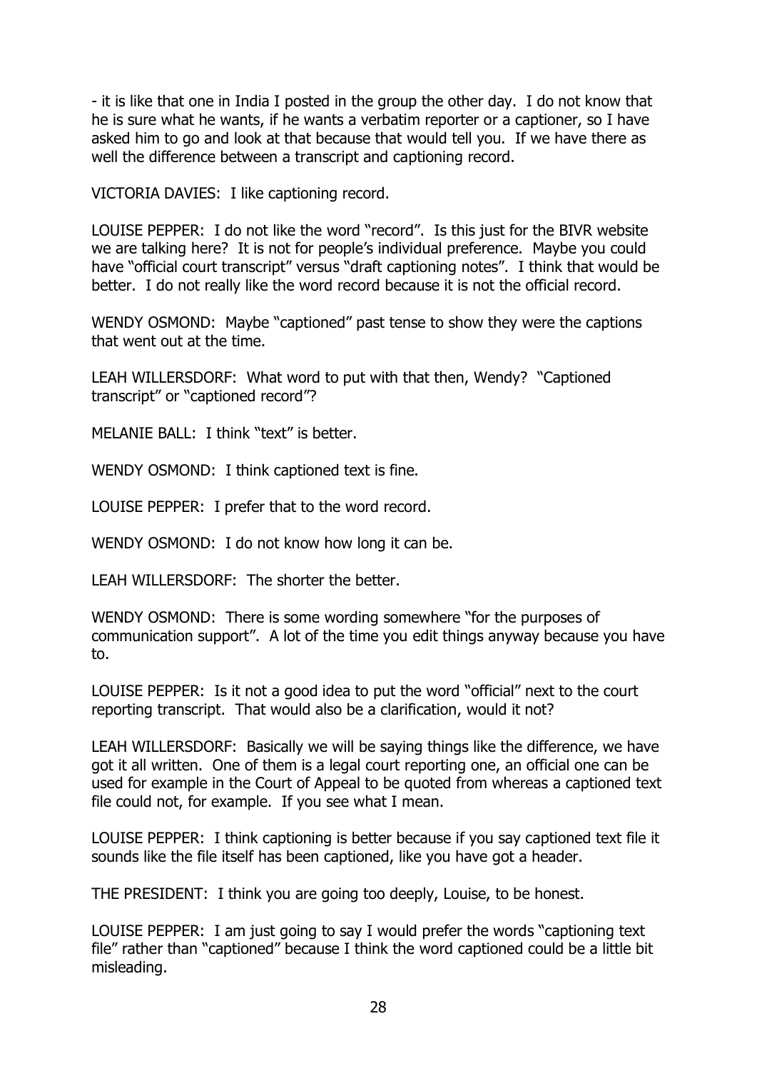- it is like that one in India I posted in the group the other day. I do not know that he is sure what he wants, if he wants a verbatim reporter or a captioner, so I have asked him to go and look at that because that would tell you. If we have there as well the difference between a transcript and captioning record.

VICTORIA DAVIES: I like captioning record.

LOUISE PEPPER: I do not like the word "record". Is this just for the BIVR website we are talking here? It is not for people's individual preference. Maybe you could have "official court transcript" versus "draft captioning notes". I think that would be better. I do not really like the word record because it is not the official record.

WENDY OSMOND: Maybe "captioned" past tense to show they were the captions that went out at the time.

LEAH WILLERSDORF: What word to put with that then, Wendy? "Captioned transcript" or "captioned record"?

MELANIE BALL: I think "text" is better.

WENDY OSMOND: I think captioned text is fine.

LOUISE PEPPER: I prefer that to the word record.

WENDY OSMOND: I do not know how long it can be.

LEAH WILLERSDORF: The shorter the better.

WENDY OSMOND: There is some wording somewhere "for the purposes of communication support". A lot of the time you edit things anyway because you have to.

LOUISE PEPPER: Is it not a good idea to put the word "official" next to the court reporting transcript. That would also be a clarification, would it not?

LEAH WILLERSDORF: Basically we will be saying things like the difference, we have got it all written. One of them is a legal court reporting one, an official one can be used for example in the Court of Appeal to be quoted from whereas a captioned text file could not, for example. If you see what I mean.

LOUISE PEPPER: I think captioning is better because if you say captioned text file it sounds like the file itself has been captioned, like you have got a header.

THE PRESIDENT: I think you are going too deeply, Louise, to be honest.

LOUISE PEPPER: I am just going to say I would prefer the words "captioning text file" rather than "captioned" because I think the word captioned could be a little bit misleading.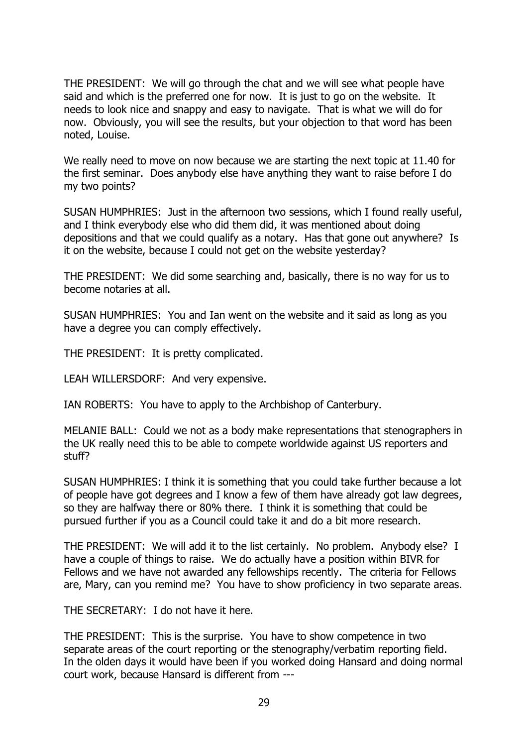THE PRESIDENT: We will go through the chat and we will see what people have said and which is the preferred one for now. It is just to go on the website. It needs to look nice and snappy and easy to navigate. That is what we will do for now. Obviously, you will see the results, but your objection to that word has been noted, Louise.

We really need to move on now because we are starting the next topic at 11.40 for the first seminar. Does anybody else have anything they want to raise before I do my two points?

SUSAN HUMPHRIES: Just in the afternoon two sessions, which I found really useful, and I think everybody else who did them did, it was mentioned about doing depositions and that we could qualify as a notary. Has that gone out anywhere? Is it on the website, because I could not get on the website yesterday?

THE PRESIDENT: We did some searching and, basically, there is no way for us to become notaries at all.

SUSAN HUMPHRIES: You and Ian went on the website and it said as long as you have a degree you can comply effectively.

THE PRESIDENT: It is pretty complicated.

LEAH WILLERSDORF: And very expensive.

IAN ROBERTS: You have to apply to the Archbishop of Canterbury.

MELANIE BALL: Could we not as a body make representations that stenographers in the UK really need this to be able to compete worldwide against US reporters and stuff?

SUSAN HUMPHRIES: I think it is something that you could take further because a lot of people have got degrees and I know a few of them have already got law degrees, so they are halfway there or 80% there. I think it is something that could be pursued further if you as a Council could take it and do a bit more research.

THE PRESIDENT: We will add it to the list certainly. No problem. Anybody else? I have a couple of things to raise. We do actually have a position within BIVR for Fellows and we have not awarded any fellowships recently. The criteria for Fellows are, Mary, can you remind me? You have to show proficiency in two separate areas.

THE SECRETARY: I do not have it here.

THE PRESIDENT: This is the surprise. You have to show competence in two separate areas of the court reporting or the stenography/verbatim reporting field. In the olden days it would have been if you worked doing Hansard and doing normal court work, because Hansard is different from ---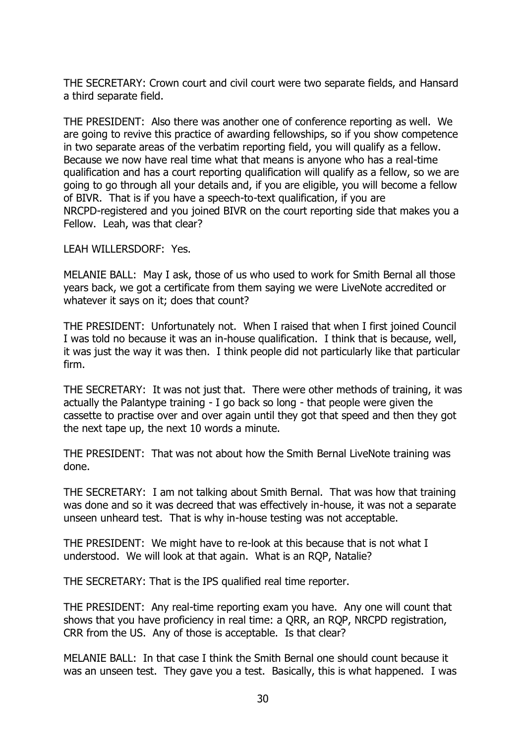THE SECRETARY: Crown court and civil court were two separate fields, and Hansard a third separate field.

THE PRESIDENT: Also there was another one of conference reporting as well. We are going to revive this practice of awarding fellowships, so if you show competence in two separate areas of the verbatim reporting field, you will qualify as a fellow. Because we now have real time what that means is anyone who has a real-time qualification and has a court reporting qualification will qualify as a fellow, so we are going to go through all your details and, if you are eligible, you will become a fellow of BIVR. That is if you have a speech-to-text qualification, if you are NRCPD-registered and you joined BIVR on the court reporting side that makes you a Fellow. Leah, was that clear?

LEAH WILLERSDORF: Yes.

MELANIE BALL: May I ask, those of us who used to work for Smith Bernal all those years back, we got a certificate from them saying we were LiveNote accredited or whatever it says on it; does that count?

THE PRESIDENT: Unfortunately not. When I raised that when I first joined Council I was told no because it was an in-house qualification. I think that is because, well, it was just the way it was then. I think people did not particularly like that particular firm.

THE SECRETARY: It was not just that. There were other methods of training, it was actually the Palantype training - I go back so long - that people were given the cassette to practise over and over again until they got that speed and then they got the next tape up, the next 10 words a minute.

THE PRESIDENT: That was not about how the Smith Bernal LiveNote training was done.

THE SECRETARY: I am not talking about Smith Bernal. That was how that training was done and so it was decreed that was effectively in-house, it was not a separate unseen unheard test. That is why in-house testing was not acceptable.

THE PRESIDENT: We might have to re-look at this because that is not what I understood. We will look at that again. What is an RQP, Natalie?

THE SECRETARY: That is the IPS qualified real time reporter.

THE PRESIDENT: Any real-time reporting exam you have. Any one will count that shows that you have proficiency in real time: a QRR, an RQP, NRCPD registration, CRR from the US. Any of those is acceptable. Is that clear?

MELANIE BALL: In that case I think the Smith Bernal one should count because it was an unseen test. They gave you a test. Basically, this is what happened. I was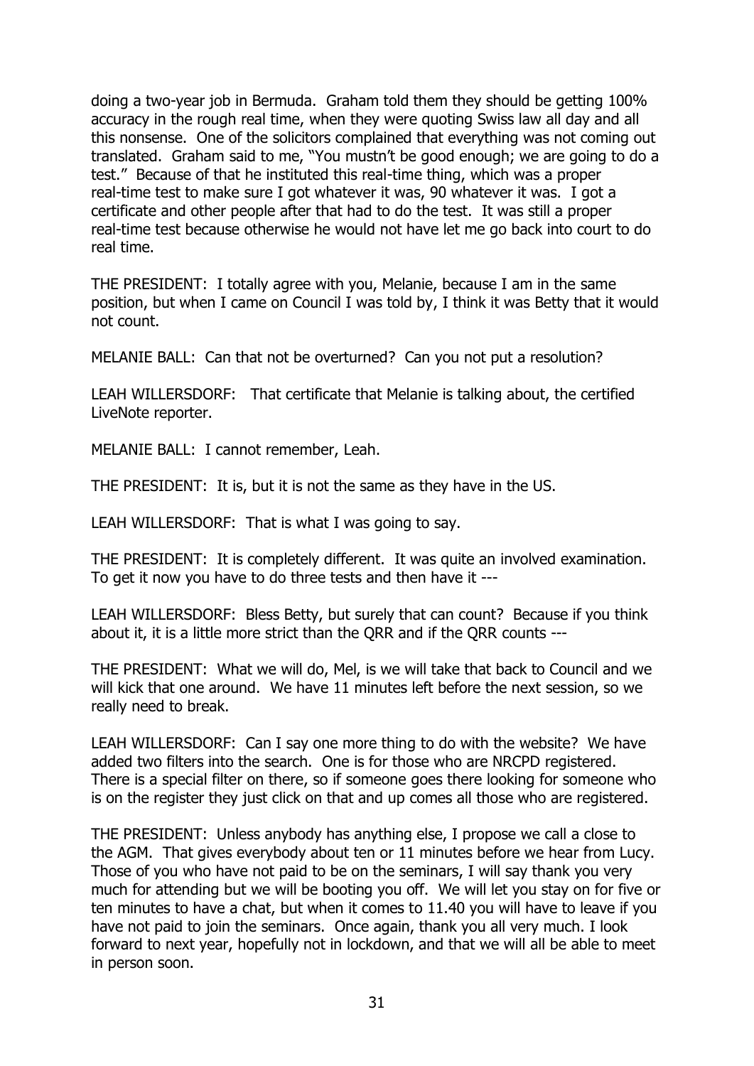doing a two-year job in Bermuda. Graham told them they should be getting 100% accuracy in the rough real time, when they were quoting Swiss law all day and all this nonsense. One of the solicitors complained that everything was not coming out translated. Graham said to me, "You mustn't be good enough; we are going to do a test." Because of that he instituted this real-time thing, which was a proper real-time test to make sure I got whatever it was, 90 whatever it was. I got a certificate and other people after that had to do the test. It was still a proper real-time test because otherwise he would not have let me go back into court to do real time.

THE PRESIDENT: I totally agree with you, Melanie, because I am in the same position, but when I came on Council I was told by, I think it was Betty that it would not count.

MELANIE BALL: Can that not be overturned? Can you not put a resolution?

LEAH WILLERSDORF: That certificate that Melanie is talking about, the certified LiveNote reporter.

MELANIE BALL: I cannot remember, Leah.

THE PRESIDENT: It is, but it is not the same as they have in the US.

LEAH WILLERSDORF: That is what I was going to say.

THE PRESIDENT: It is completely different. It was quite an involved examination. To get it now you have to do three tests and then have it ---

LEAH WILLERSDORF: Bless Betty, but surely that can count? Because if you think about it, it is a little more strict than the QRR and if the QRR counts ---

THE PRESIDENT: What we will do, Mel, is we will take that back to Council and we will kick that one around. We have 11 minutes left before the next session, so we really need to break.

LEAH WILLERSDORF: Can I say one more thing to do with the website? We have added two filters into the search. One is for those who are NRCPD registered. There is a special filter on there, so if someone goes there looking for someone who is on the register they just click on that and up comes all those who are registered.

THE PRESIDENT: Unless anybody has anything else, I propose we call a close to the AGM. That gives everybody about ten or 11 minutes before we hear from Lucy. Those of you who have not paid to be on the seminars, I will say thank you very much for attending but we will be booting you off. We will let you stay on for five or ten minutes to have a chat, but when it comes to 11.40 you will have to leave if you have not paid to join the seminars. Once again, thank you all very much. I look forward to next year, hopefully not in lockdown, and that we will all be able to meet in person soon.